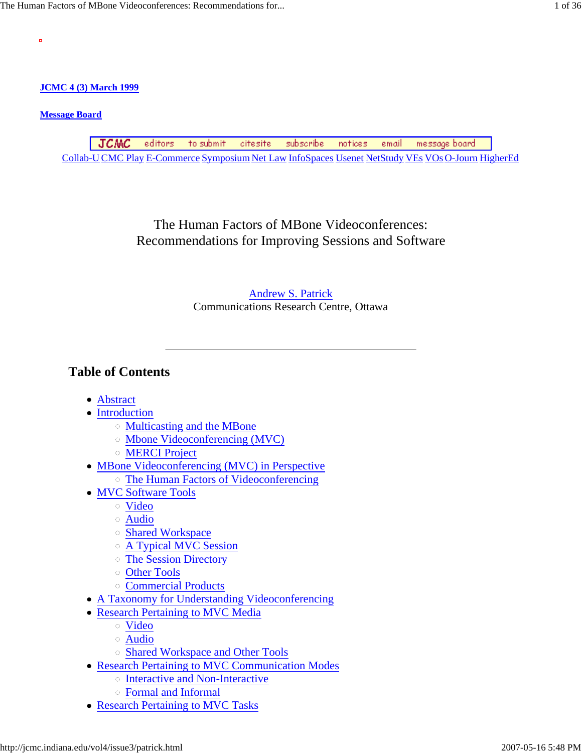**JCMC 4 (3) March 1999**

**Message Board**

JCMC editors to submit citesite subscribe notices email message board

Collab-U CMC Play E-Commerce Symposium Net Law InfoSpaces Usenet NetStudy VEs VOs O-Journ HigherEd

# The Human Factors of MBone Videoconferences: Recommendations for Improving Sessions and Software

Andrew S. Patrick
Communications Research Centre, Ottawa

---

## Table of Contents

- Abstract
- Introduction
  - Multicasting and the MBone
  - Mbone Videoconferencing (MVC)
  - MERCI Project
- MBone Videoconferencing (MVC) in Perspective
  - The Human Factors of Videoconferencing
- MVC Software Tools
  - Video
  - Audio
  - Shared Workspace
  - A Typical MVC Session
  - The Session Directory
  - Other Tools
  - Commercial Products
- A Taxonomy for Understanding Videoconferencing
- Research Pertaining to MVC Media
  - Video
  - Audio
  - Shared Workspace and Other Tools
- Research Pertaining to MVC Communication Modes
  - Interactive and Non-Interactive
  - Formal and Informal
- Research Pertaining to MVC Tasks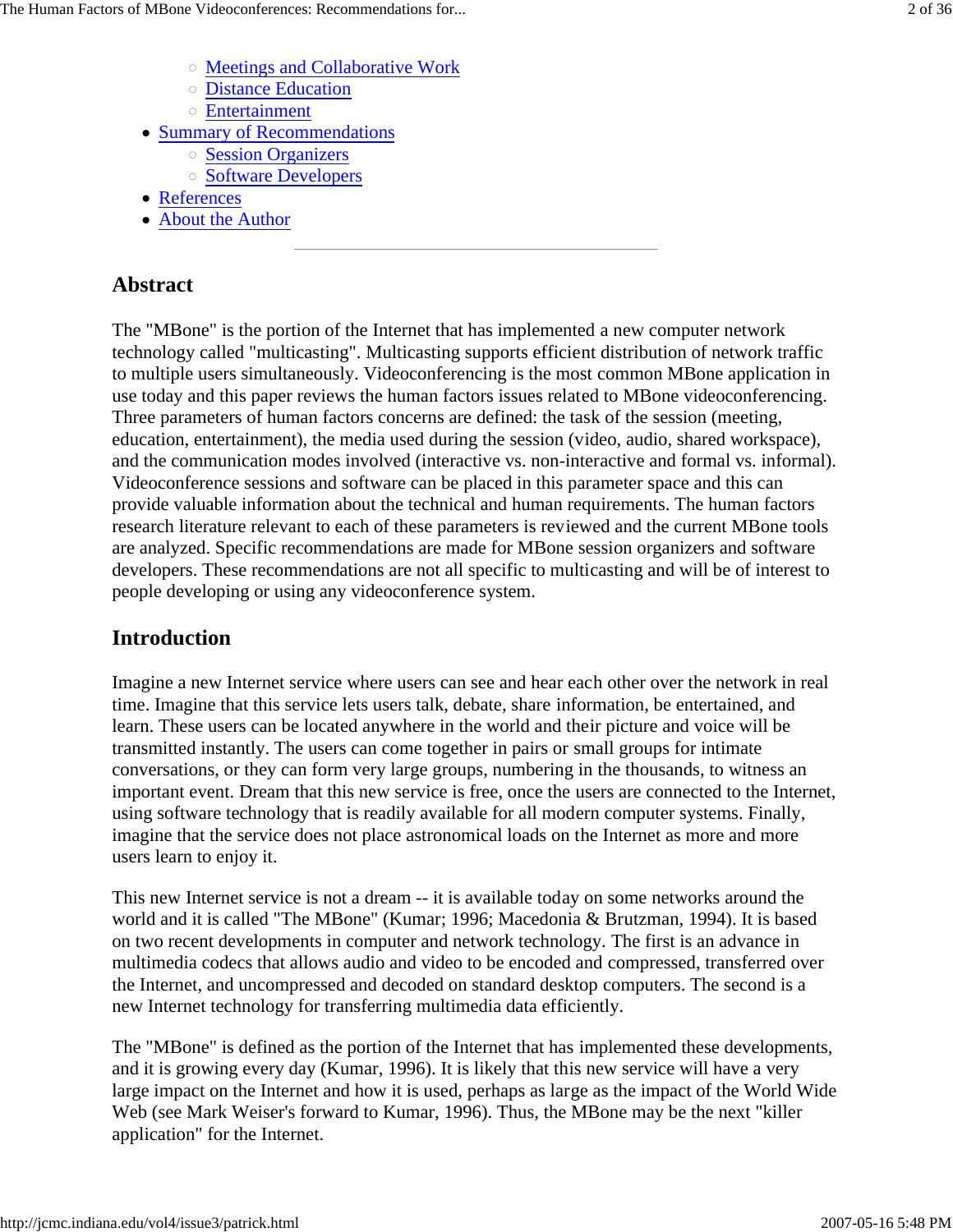- Meetings and Collaborative Work
- Distance Education
- Entertainment
- Summary of Recommendations
  - Session Organizers
  - Software Developers
- References
- About the Author

---

## Abstract

The "MBone" is the portion of the Internet that has implemented a new computer network technology called "multicasting". Multicasting supports efficient distribution of network traffic to multiple users simultaneously. Videoconferencing is the most common MBone application in use today and this paper reviews the human factors issues related to MBone videoconferencing. Three parameters of human factors concerns are defined: the task of the session (meeting, education, entertainment), the media used during the session (video, audio, shared workspace), and the communication modes involved (interactive vs. non-interactive and formal vs. informal). Videoconference sessions and software can be placed in this parameter space and this can provide valuable information about the technical and human requirements. The human factors research literature relevant to each of these parameters is reviewed and the current MBone tools are analyzed. Specific recommendations are made for MBone session organizers and software developers. These recommendations are not all specific to multicasting and will be of interest to people developing or using any videoconference system.

## Introduction

Imagine a new Internet service where users can see and hear each other over the network in real time. Imagine that this service lets users talk, debate, share information, be entertained, and learn. These users can be located anywhere in the world and their picture and voice will be transmitted instantly. The users can come together in pairs or small groups for intimate conversations, or they can form very large groups, numbering in the thousands, to witness an important event. Dream that this new service is free, once the users are connected to the Internet, using software technology that is readily available for all modern computer systems. Finally, imagine that the service does not place astronomical loads on the Internet as more and more users learn to enjoy it.

This new Internet service is not a dream -- it is available today on some networks around the world and it is called "The MBone" (Kumar; 1996; Macedonia & Brutzman, 1994). It is based on two recent developments in computer and network technology. The first is an advance in multimedia codecs that allows audio and video to be encoded and compressed, transferred over the Internet, and uncompressed and decoded on standard desktop computers. The second is a new Internet technology for transferring multimedia data efficiently.

The "MBone" is defined as the portion of the Internet that has implemented these developments, and it is growing every day (Kumar, 1996). It is likely that this new service will have a very large impact on the Internet and how it is used, perhaps as large as the impact of the World Wide Web (see Mark Weiser's forward to Kumar, 1996). Thus, the MBone may be the next "killer application" for the Internet.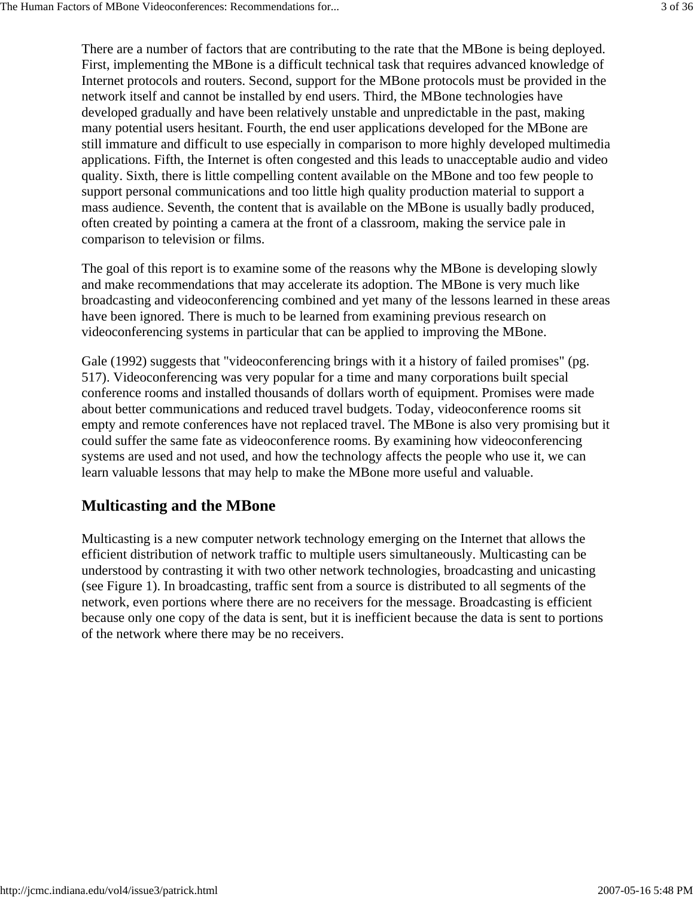There are a number of factors that are contributing to the rate that the MBone is being deployed. First, implementing the MBone is a difficult technical task that requires advanced knowledge of Internet protocols and routers. Second, support for the MBone protocols must be provided in the network itself and cannot be installed by end users. Third, the MBone technologies have developed gradually and have been relatively unstable and unpredictable in the past, making many potential users hesitant. Fourth, the end user applications developed for the MBone are still immature and difficult to use especially in comparison to more highly developed multimedia applications. Fifth, the Internet is often congested and this leads to unacceptable audio and video quality. Sixth, there is little compelling content available on the MBone and too few people to support personal communications and too little high quality production material to support a mass audience. Seventh, the content that is available on the MBone is usually badly produced, often created by pointing a camera at the front of a classroom, making the service pale in comparison to television or films.

The goal of this report is to examine some of the reasons why the MBone is developing slowly and make recommendations that may accelerate its adoption. The MBone is very much like broadcasting and videoconferencing combined and yet many of the lessons learned in these areas have been ignored. There is much to be learned from examining previous research on videoconferencing systems in particular that can be applied to improving the MBone.

Gale (1992) suggests that "videoconferencing brings with it a history of failed promises" (pg. 517). Videoconferencing was very popular for a time and many corporations built special conference rooms and installed thousands of dollars worth of equipment. Promises were made about better communications and reduced travel budgets. Today, videoconference rooms sit empty and remote conferences have not replaced travel. The MBone is also very promising but it could suffer the same fate as videoconference rooms. By examining how videoconferencing systems are used and not used, and how the technology affects the people who use it, we can learn valuable lessons that may help to make the MBone more useful and valuable.

## Multicasting and the MBone

Multicasting is a new computer network technology emerging on the Internet that allows the efficient distribution of network traffic to multiple users simultaneously. Multicasting can be understood by contrasting it with two other network technologies, broadcasting and unicasting (see Figure 1). In broadcasting, traffic sent from a source is distributed to all segments of the network, even portions where there are no receivers for the message. Broadcasting is efficient because only one copy of the data is sent, but it is inefficient because the data is sent to portions of the network where there may be no receivers.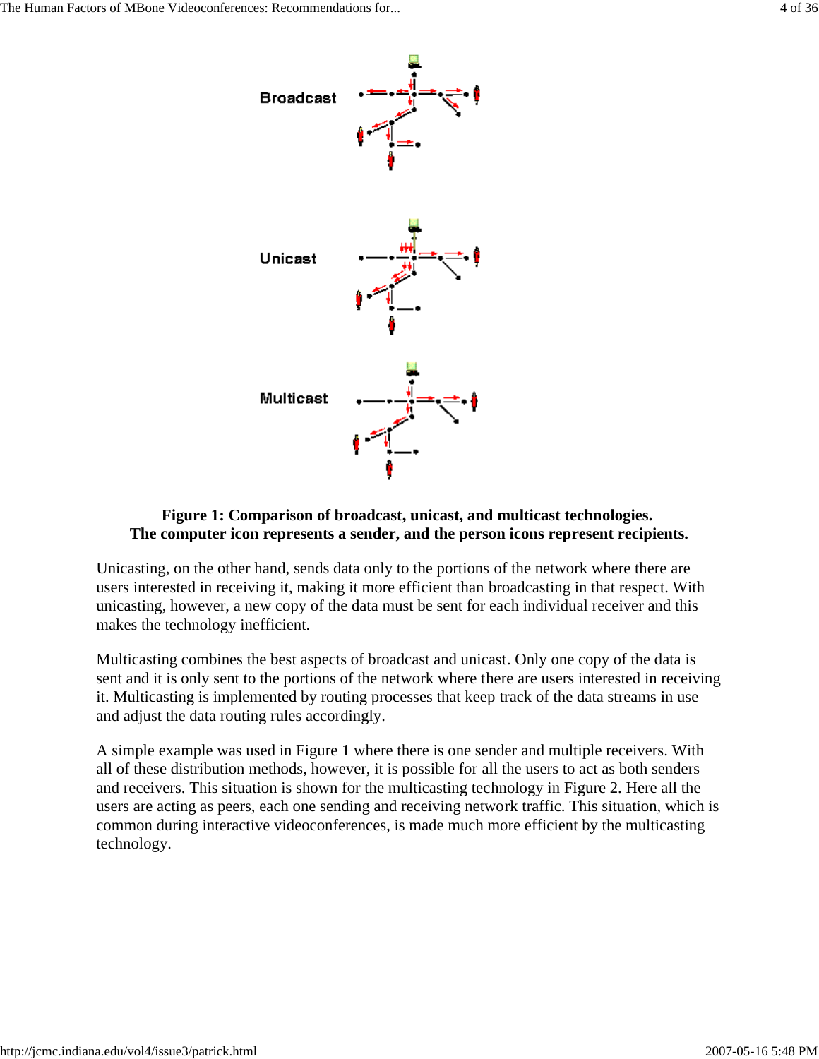**Figure 1: Comparison of broadcast, unicast, and multicast technologies. The computer icon represents a sender, and the person icons represent recipients.**

Unicasting, on the other hand, sends data only to the portions of the network where there are users interested in receiving it, making it more efficient than broadcasting in that respect. With unicasting, however, a new copy of the data must be sent for each individual receiver and this makes the technology inefficient.

Multicasting combines the best aspects of broadcast and unicast. Only one copy of the data is sent and it is only sent to the portions of the network where there are users interested in receiving it. Multicasting is implemented by routing processes that keep track of the data streams in use and adjust the data routing rules accordingly.

A simple example was used in Figure 1 where there is one sender and multiple receivers. With all of these distribution methods, however, it is possible for all the users to act as both senders and receivers. This situation is shown for the multicasting technology in Figure 2. Here all the users are acting as peers, each one sending and receiving network traffic. This situation, which is common during interactive videoconferences, is made much more efficient by the multicasting technology.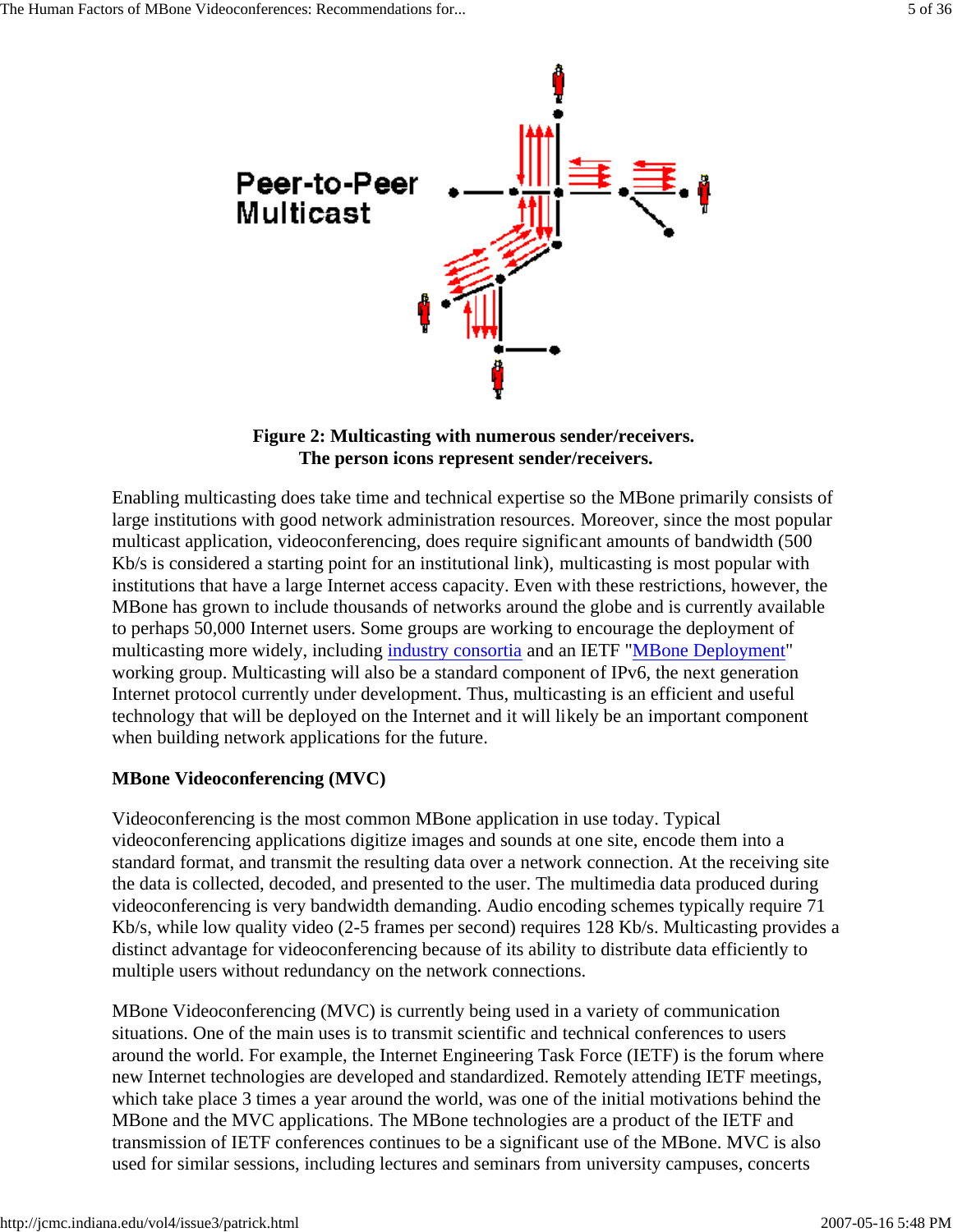**Figure 2: Multicasting with numerous sender/receivers. The person icons represent sender/receivers.**

Enabling multicasting does take time and technical expertise so the MBone primarily consists of large institutions with good network administration resources. Moreover, since the most popular multicast application, videoconferencing, does require significant amounts of bandwidth (500 Kb/s is considered a starting point for an institutional link), multicasting is most popular with institutions that have a large Internet access capacity. Even with these restrictions, however, the MBone has grown to include thousands of networks around the globe and is currently available to perhaps 50,000 Internet users. Some groups are working to encourage the deployment of multicasting more widely, including industry consortia and an IETF "MBone Deployment" working group. Multicasting will also be a standard component of IPv6, the next generation Internet protocol currently under development. Thus, multicasting is an efficient and useful technology that will be deployed on the Internet and it will likely be an important component when building network applications for the future.

**MBone Videoconferencing (MVC)**

Videoconferencing is the most common MBone application in use today. Typical videoconferencing applications digitize images and sounds at one site, encode them into a standard format, and transmit the resulting data over a network connection. At the receiving site the data is collected, decoded, and presented to the user. The multimedia data produced during videoconferencing is very bandwidth demanding. Audio encoding schemes typically require 71 Kb/s, while low quality video (2-5 frames per second) requires 128 Kb/s. Multicasting provides a distinct advantage for videoconferencing because of its ability to distribute data efficiently to multiple users without redundancy on the network connections.

MBone Videoconferencing (MVC) is currently being used in a variety of communication situations. One of the main uses is to transmit scientific and technical conferences to users around the world. For example, the Internet Engineering Task Force (IETF) is the forum where new Internet technologies are developed and standardized. Remotely attending IETF meetings, which take place 3 times a year around the world, was one of the initial motivations behind the MBone and the MVC applications. The MBone technologies are a product of the IETF and transmission of IETF conferences continues to be a significant use of the MBone. MVC is also used for similar sessions, including lectures and seminars from university campuses, concerts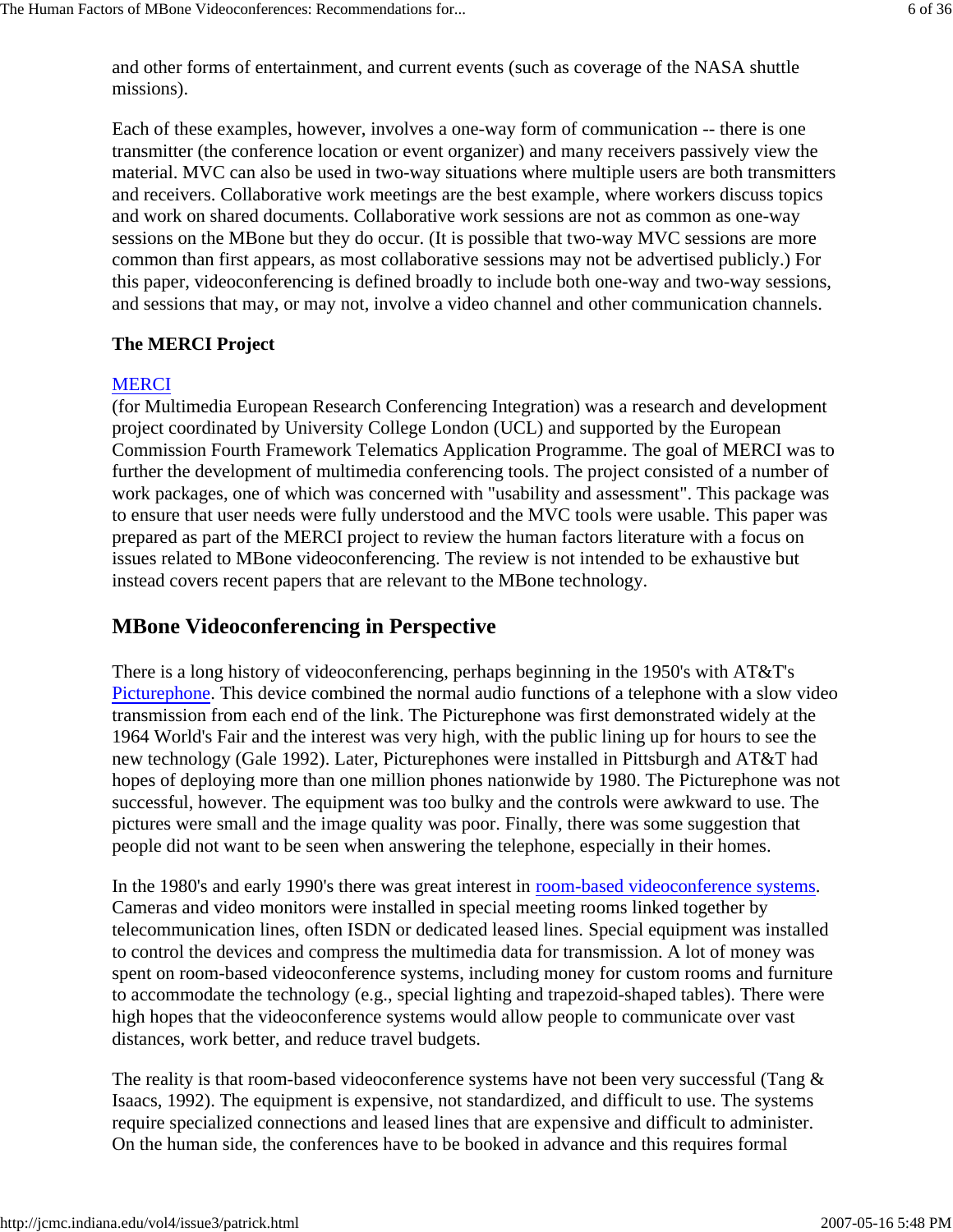and other forms of entertainment, and current events (such as coverage of the NASA shuttle missions).

Each of these examples, however, involves a one-way form of communication -- there is one transmitter (the conference location or event organizer) and many receivers passively view the material. MVC can also be used in two-way situations where multiple users are both transmitters and receivers. Collaborative work meetings are the best example, where workers discuss topics and work on shared documents. Collaborative work sessions are not as common as one-way sessions on the MBone but they do occur. (It is possible that two-way MVC sessions are more common than first appears, as most collaborative sessions may not be advertised publicly.) For this paper, videoconferencing is defined broadly to include both one-way and two-way sessions, and sessions that may, or may not, involve a video channel and other communication channels.

**The MERCI Project**

MERCI
(for Multimedia European Research Conferencing Integration) was a research and development project coordinated by University College London (UCL) and supported by the European Commission Fourth Framework Telematics Application Programme. The goal of MERCI was to further the development of multimedia conferencing tools. The project consisted of a number of work packages, one of which was concerned with "usability and assessment". This package was to ensure that user needs were fully understood and the MVC tools were usable. This paper was prepared as part of the MERCI project to review the human factors literature with a focus on issues related to MBone videoconferencing. The review is not intended to be exhaustive but instead covers recent papers that are relevant to the MBone technology.

## MBone Videoconferencing in Perspective

There is a long history of videoconferencing, perhaps beginning in the 1950's with AT&T's Picturephone. This device combined the normal audio functions of a telephone with a slow video transmission from each end of the link. The Picturephone was first demonstrated widely at the 1964 World's Fair and the interest was very high, with the public lining up for hours to see the new technology (Gale 1992). Later, Picturephones were installed in Pittsburgh and AT&T had hopes of deploying more than one million phones nationwide by 1980. The Picturephone was not successful, however. The equipment was too bulky and the controls were awkward to use. The pictures were small and the image quality was poor. Finally, there was some suggestion that people did not want to be seen when answering the telephone, especially in their homes.

In the 1980's and early 1990's there was great interest in room-based videoconference systems. Cameras and video monitors were installed in special meeting rooms linked together by telecommunication lines, often ISDN or dedicated leased lines. Special equipment was installed to control the devices and compress the multimedia data for transmission. A lot of money was spent on room-based videoconference systems, including money for custom rooms and furniture to accommodate the technology (e.g., special lighting and trapezoid-shaped tables). There were high hopes that the videoconference systems would allow people to communicate over vast distances, work better, and reduce travel budgets.

The reality is that room-based videoconference systems have not been very successful (Tang & Isaacs, 1992). The equipment is expensive, not standardized, and difficult to use. The systems require specialized connections and leased lines that are expensive and difficult to administer. On the human side, the conferences have to be booked in advance and this requires formal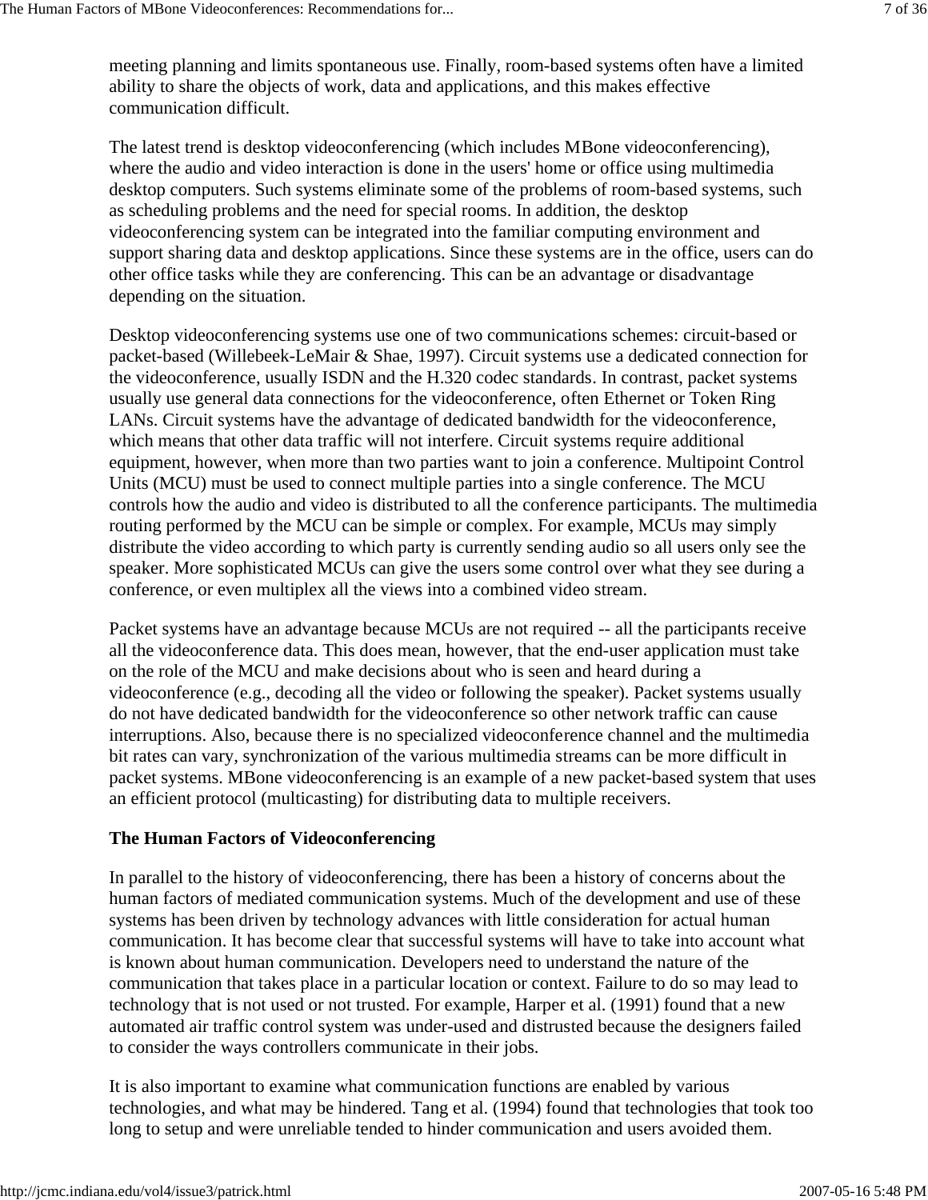meeting planning and limits spontaneous use. Finally, room-based systems often have a limited ability to share the objects of work, data and applications, and this makes effective communication difficult.

The latest trend is desktop videoconferencing (which includes MBone videoconferencing), where the audio and video interaction is done in the users' home or office using multimedia desktop computers. Such systems eliminate some of the problems of room-based systems, such as scheduling problems and the need for special rooms. In addition, the desktop videoconferencing system can be integrated into the familiar computing environment and support sharing data and desktop applications. Since these systems are in the office, users can do other office tasks while they are conferencing. This can be an advantage or disadvantage depending on the situation.

Desktop videoconferencing systems use one of two communications schemes: circuit-based or packet-based (Willebeek-LeMair & Shae, 1997). Circuit systems use a dedicated connection for the videoconference, usually ISDN and the H.320 codec standards. In contrast, packet systems usually use general data connections for the videoconference, often Ethernet or Token Ring LANs. Circuit systems have the advantage of dedicated bandwidth for the videoconference, which means that other data traffic will not interfere. Circuit systems require additional equipment, however, when more than two parties want to join a conference. Multipoint Control Units (MCU) must be used to connect multiple parties into a single conference. The MCU controls how the audio and video is distributed to all the conference participants. The multimedia routing performed by the MCU can be simple or complex. For example, MCUs may simply distribute the video according to which party is currently sending audio so all users only see the speaker. More sophisticated MCUs can give the users some control over what they see during a conference, or even multiplex all the views into a combined video stream.

Packet systems have an advantage because MCUs are not required -- all the participants receive all the videoconference data. This does mean, however, that the end-user application must take on the role of the MCU and make decisions about who is seen and heard during a videoconference (e.g., decoding all the video or following the speaker). Packet systems usually do not have dedicated bandwidth for the videoconference so other network traffic can cause interruptions. Also, because there is no specialized videoconference channel and the multimedia bit rates can vary, synchronization of the various multimedia streams can be more difficult in packet systems. MBone videoconferencing is an example of a new packet-based system that uses an efficient protocol (multicasting) for distributing data to multiple receivers.

**The Human Factors of Videoconferencing**

In parallel to the history of videoconferencing, there has been a history of concerns about the human factors of mediated communication systems. Much of the development and use of these systems has been driven by technology advances with little consideration for actual human communication. It has become clear that successful systems will have to take into account what is known about human communication. Developers need to understand the nature of the communication that takes place in a particular location or context. Failure to do so may lead to technology that is not used or not trusted. For example, Harper et al. (1991) found that a new automated air traffic control system was under-used and distrusted because the designers failed to consider the ways controllers communicate in their jobs.

It is also important to examine what communication functions are enabled by various technologies, and what may be hindered. Tang et al. (1994) found that technologies that took too long to setup and were unreliable tended to hinder communication and users avoided them.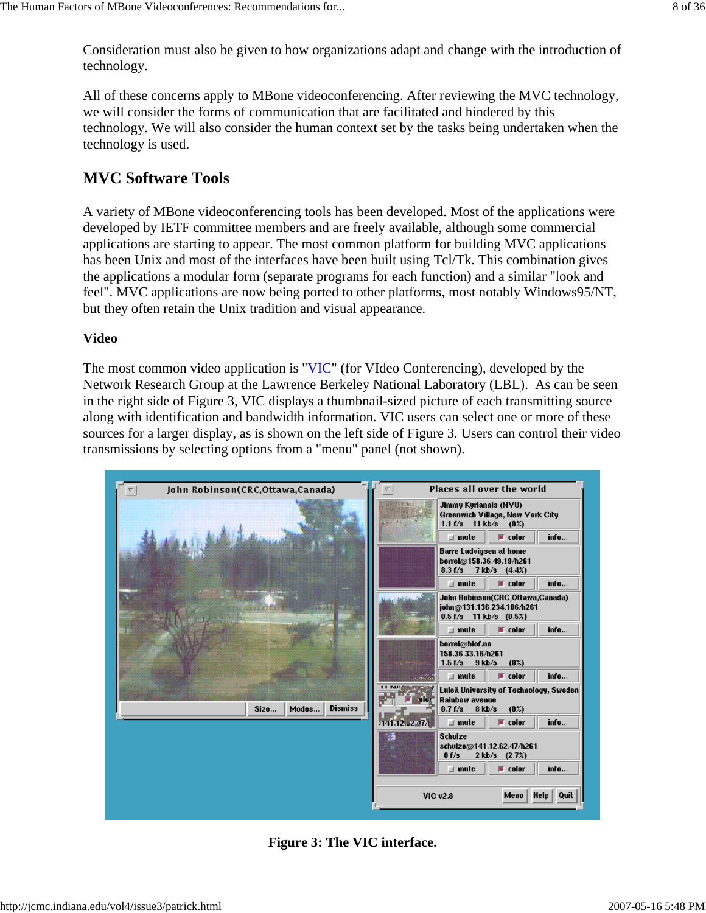Consideration must also be given to how organizations adapt and change with the introduction of technology.

All of these concerns apply to MBone videoconferencing. After reviewing the MVC technology, we will consider the forms of communication that are facilitated and hindered by this technology. We will also consider the human context set by the tasks being undertaken when the technology is used.

## MVC Software Tools

A variety of MBone videoconferencing tools has been developed. Most of the applications were developed by IETF committee members and are freely available, although some commercial applications are starting to appear. The most common platform for building MVC applications has been Unix and most of the interfaces have been built using Tcl/Tk. This combination gives the applications a modular form (separate programs for each function) and a similar "look and feel". MVC applications are now being ported to other platforms, most notably Windows95/NT, but they often retain the Unix tradition and visual appearance.

### Video

The most common video application is "VIC" (for VIdeo Conferencing), developed by the Network Research Group at the Lawrence Berkeley National Laboratory (LBL). As can be seen in the right side of Figure 3, VIC displays a thumbnail-sized picture of each transmitting source along with identification and bandwidth information. VIC users can select one or more of these sources for a larger display, as is shown on the left side of Figure 3. Users can control their video transmissions by selecting options from a "menu" panel (not shown).

**Figure 3: The VIC interface.**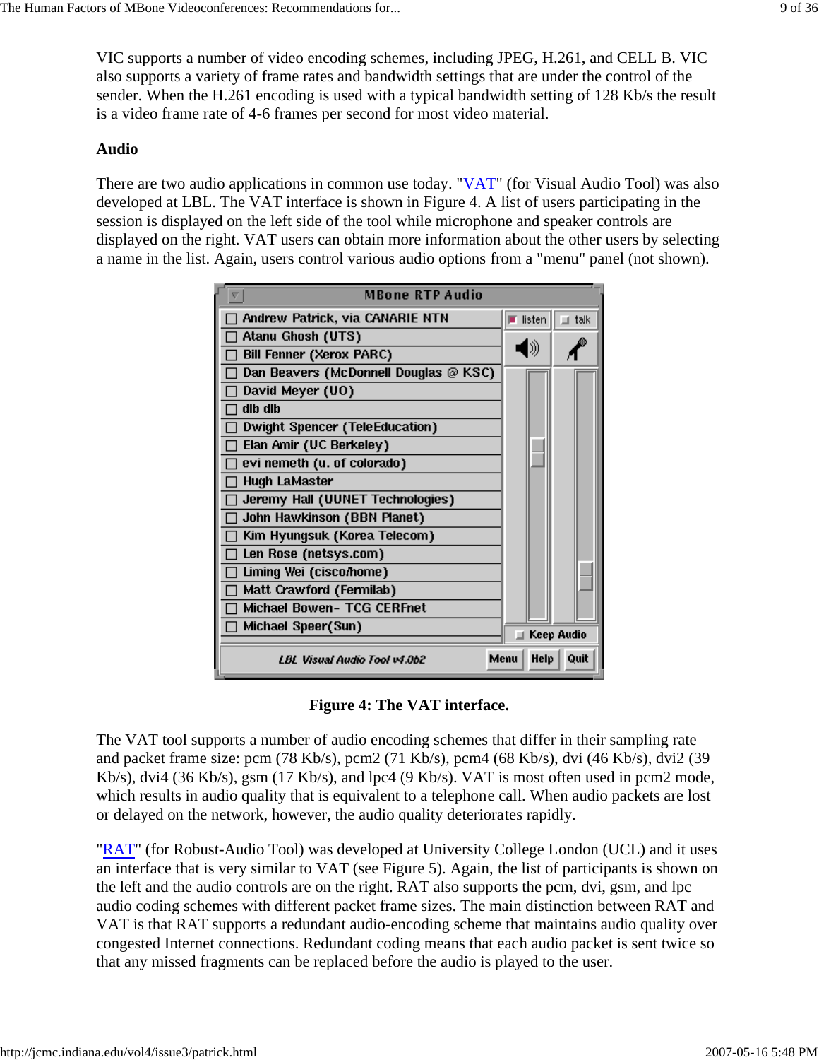VIC supports a number of video encoding schemes, including JPEG, H.261, and CELL B. VIC also supports a variety of frame rates and bandwidth settings that are under the control of the sender. When the H.261 encoding is used with a typical bandwidth setting of 128 Kb/s the result is a video frame rate of 4-6 frames per second for most video material.

**Audio**

There are two audio applications in common use today. "VAT" (for Visual Audio Tool) was also developed at LBL. The VAT interface is shown in Figure 4. A list of users participating in the session is displayed on the left side of the tool while microphone and speaker controls are displayed on the right. VAT users can obtain more information about the other users by selecting a name in the list. Again, users control various audio options from a "menu" panel (not shown).

**Figure 4: The VAT interface.**

The VAT tool supports a number of audio encoding schemes that differ in their sampling rate and packet frame size: pcm (78 Kb/s), pcm2 (71 Kb/s), pcm4 (68 Kb/s), dvi (46 Kb/s), dvi2 (39 Kb/s), dvi4 (36 Kb/s), gsm (17 Kb/s), and lpc4 (9 Kb/s). VAT is most often used in pcm2 mode, which results in audio quality that is equivalent to a telephone call. When audio packets are lost or delayed on the network, however, the audio quality deteriorates rapidly.

"RAT" (for Robust-Audio Tool) was developed at University College London (UCL) and it uses an interface that is very similar to VAT (see Figure 5). Again, the list of participants is shown on the left and the audio controls are on the right. RAT also supports the pcm, dvi, gsm, and lpc audio coding schemes with different packet frame sizes. The main distinction between RAT and VAT is that RAT supports a redundant audio-encoding scheme that maintains audio quality over congested Internet connections. Redundant coding means that each audio packet is sent twice so that any missed fragments can be replaced before the audio is played to the user.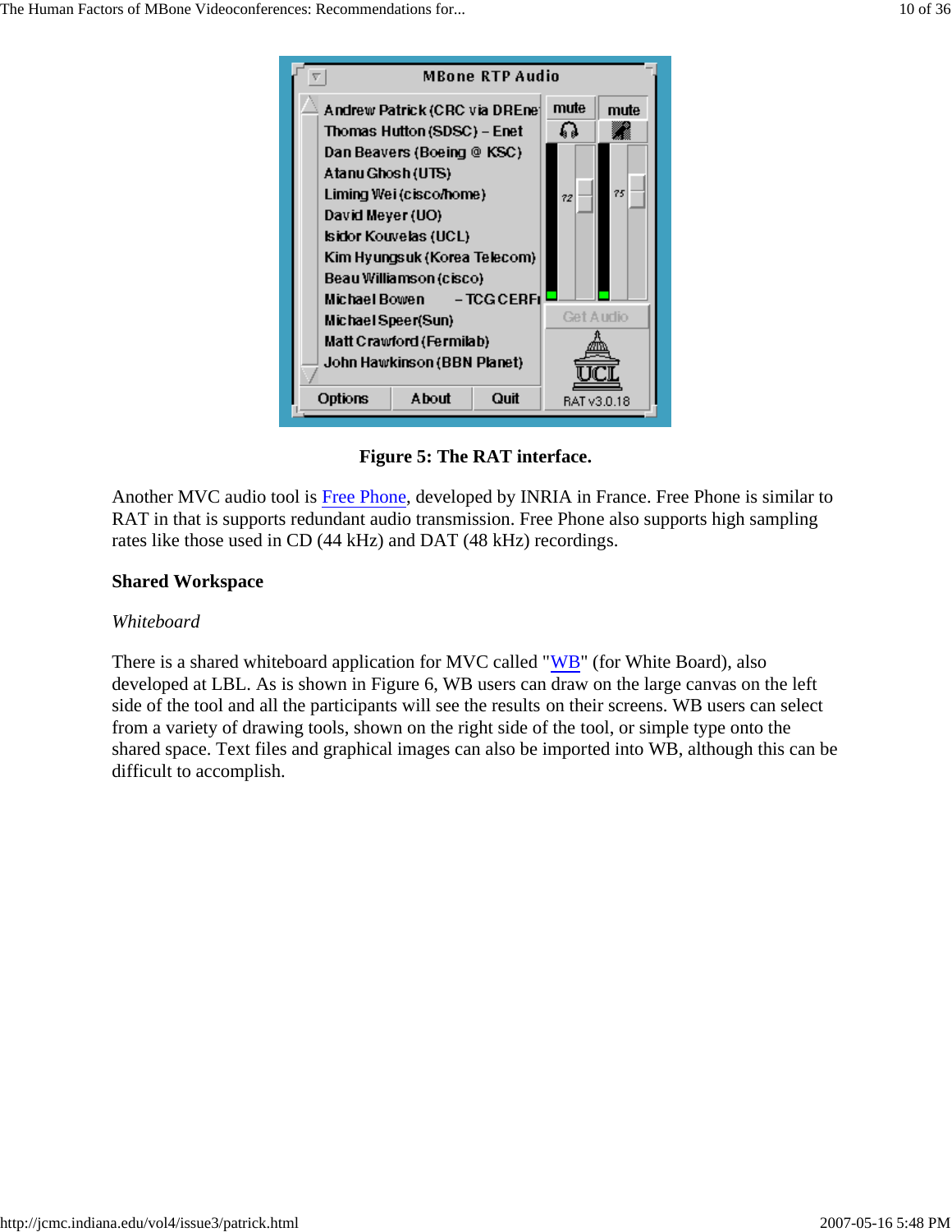**Figure 5: The RAT interface.**

Another MVC audio tool is Free Phone, developed by INRIA in France. Free Phone is similar to RAT in that is supports redundant audio transmission. Free Phone also supports high sampling rates like those used in CD (44 kHz) and DAT (48 kHz) recordings.

### Shared Workspace

*Whiteboard*

There is a shared whiteboard application for MVC called "WB" (for White Board), also developed at LBL. As is shown in Figure 6, WB users can draw on the large canvas on the left side of the tool and all the participants will see the results on their screens. WB users can select from a variety of drawing tools, shown on the right side of the tool, or simple type onto the shared space. Text files and graphical images can also be imported into WB, although this can be difficult to accomplish.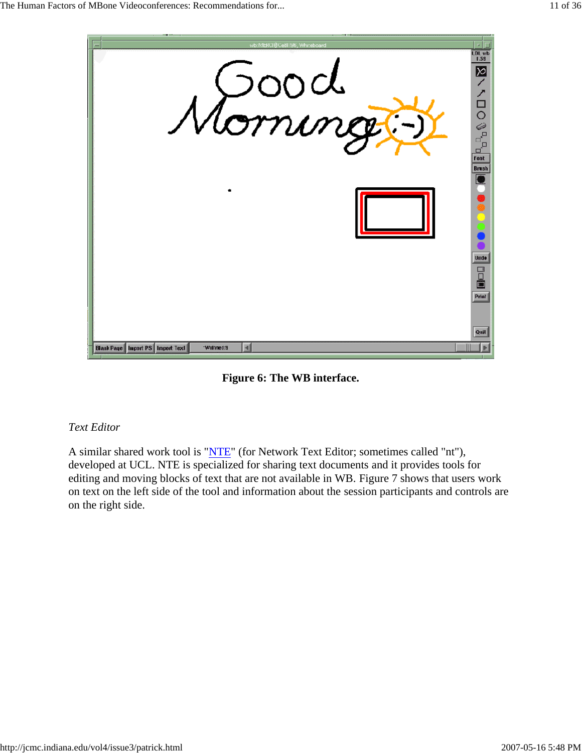**Figure 6: The WB interface.**

*Text Editor*

A similar shared work tool is "NTE" (for Network Text Editor; sometimes called "nt"), developed at UCL. NTE is specialized for sharing text documents and it provides tools for editing and moving blocks of text that are not available in WB. Figure 7 shows that users work on text on the left side of the tool and information about the session participants and controls are on the right side.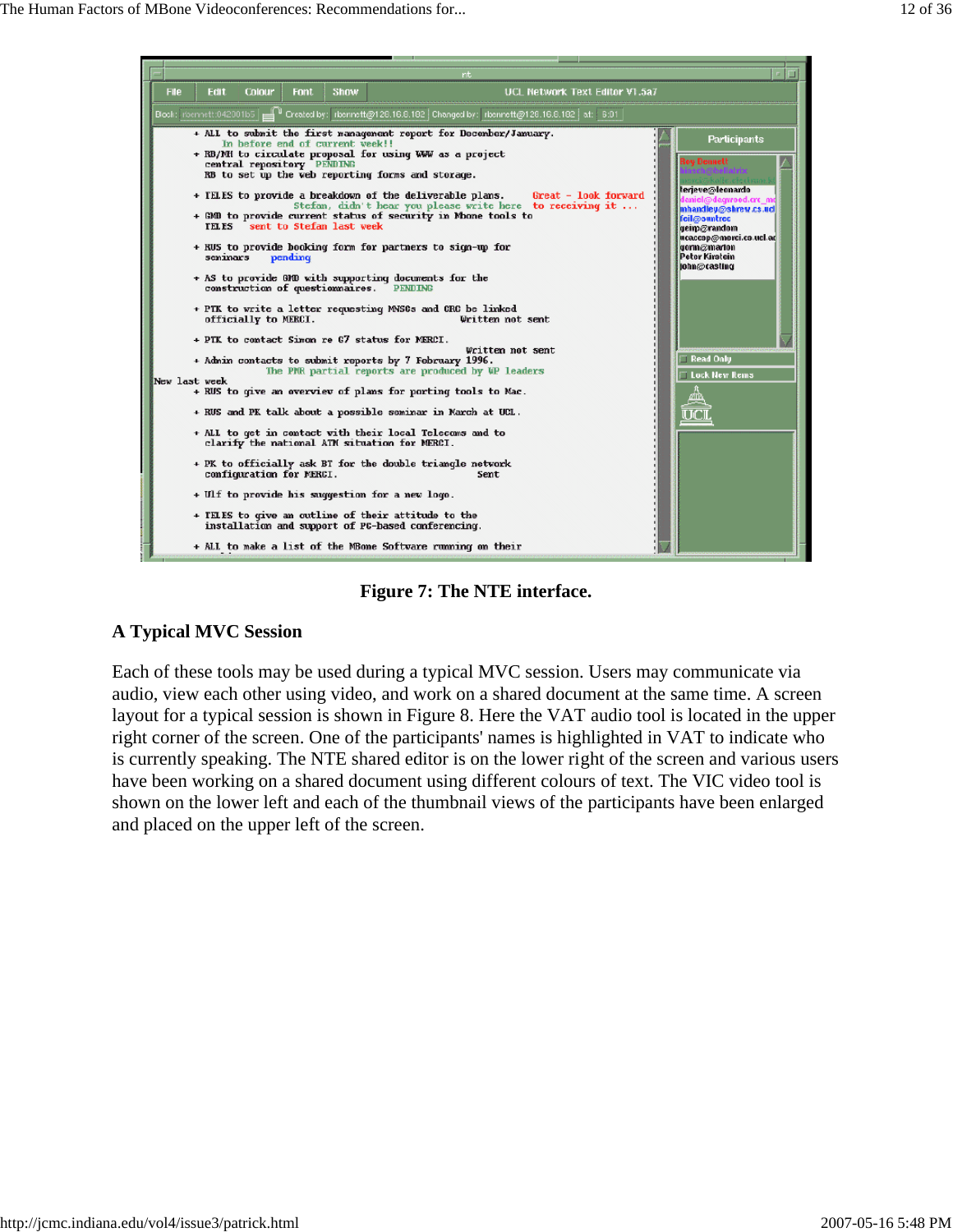Figure 7: The NTE interface.

## A Typical MVC Session

Each of these tools may be used during a typical MVC session. Users may communicate via audio, view each other using video, and work on a shared document at the same time. A screen layout for a typical session is shown in Figure 8. Here the VAT audio tool is located in the upper right corner of the screen. One of the participants' names is highlighted in VAT to indicate who is currently speaking. The NTE shared editor is on the lower right of the screen and various users have been working on a shared document using different colours of text. The VIC video tool is shown on the lower left and each of the thumbnail views of the participants have been enlarged and placed on the upper left of the screen.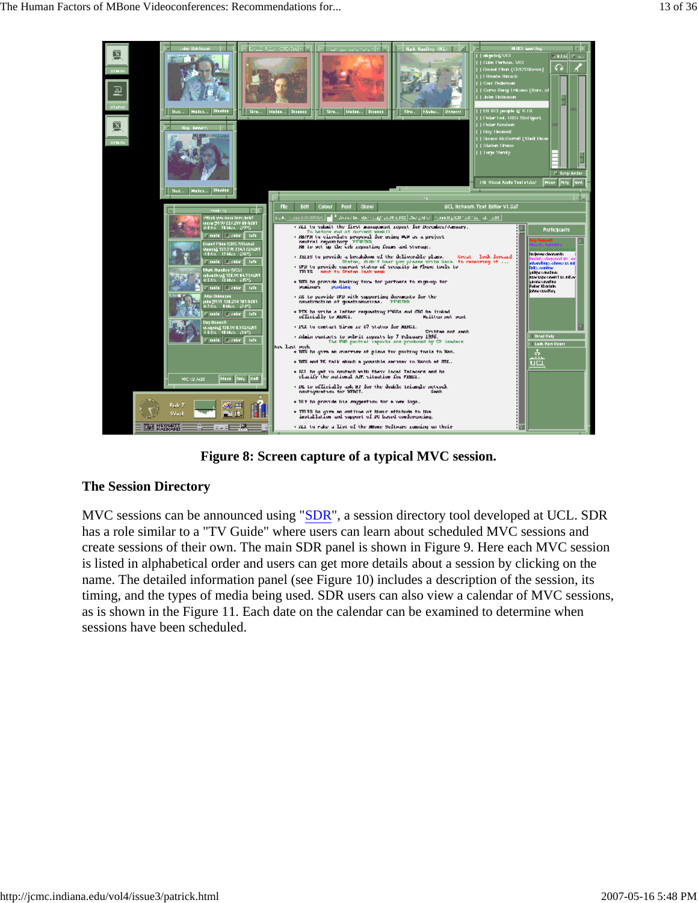**Figure 8: Screen capture of a typical MVC session.**

**The Session Directory**

MVC sessions can be announced using "SDR", a session directory tool developed at UCL. SDR has a role similar to a "TV Guide" where users can learn about scheduled MVC sessions and create sessions of their own. The main SDR panel is shown in Figure 9. Here each MVC session is listed in alphabetical order and users can get more details about a session by clicking on the name. The detailed information panel (see Figure 10) includes a description of the session, its timing, and the types of media being used. SDR users can also view a calendar of MVC sessions, as is shown in the Figure 11. Each date on the calendar can be examined to determine when sessions have been scheduled.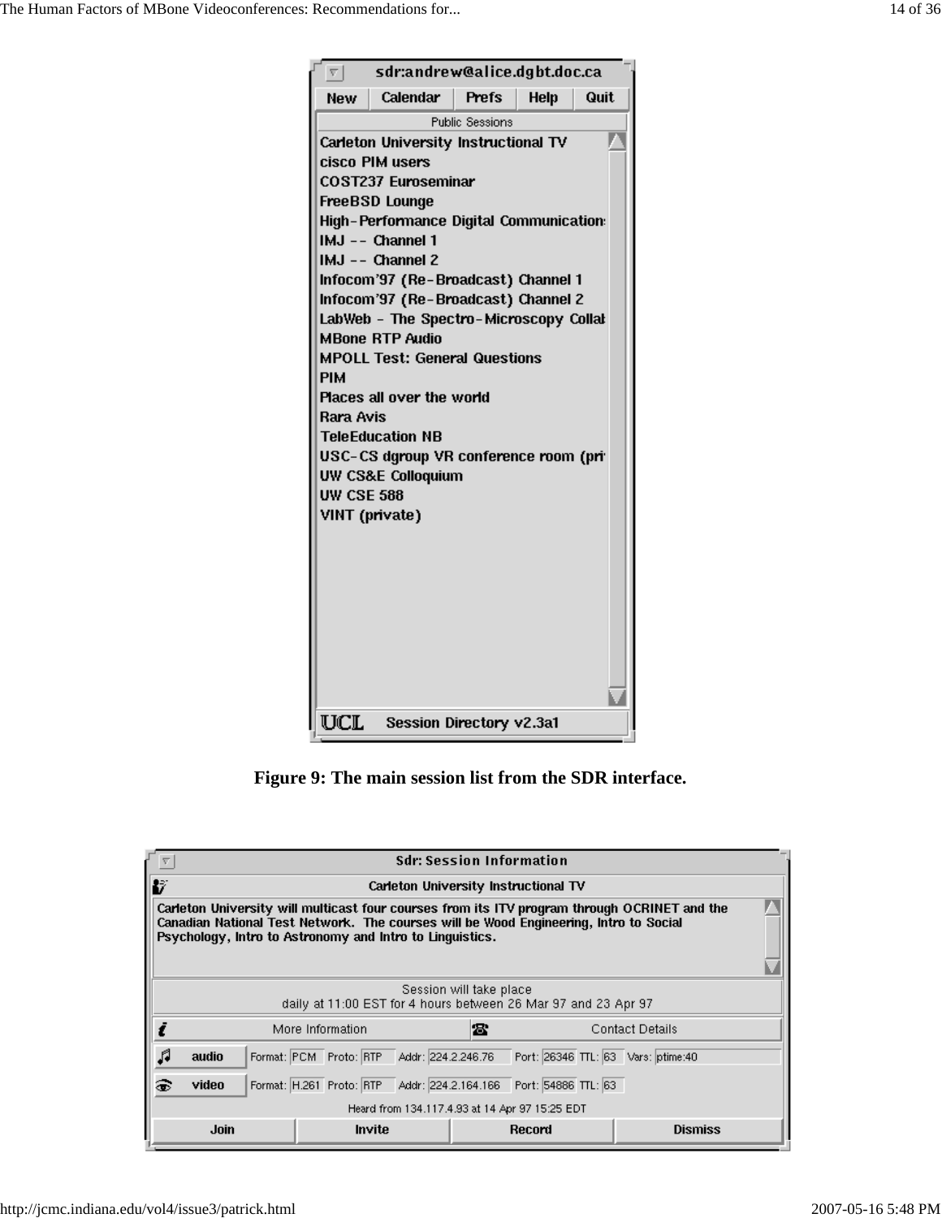**Figure 9: The main session list from the SDR interface.**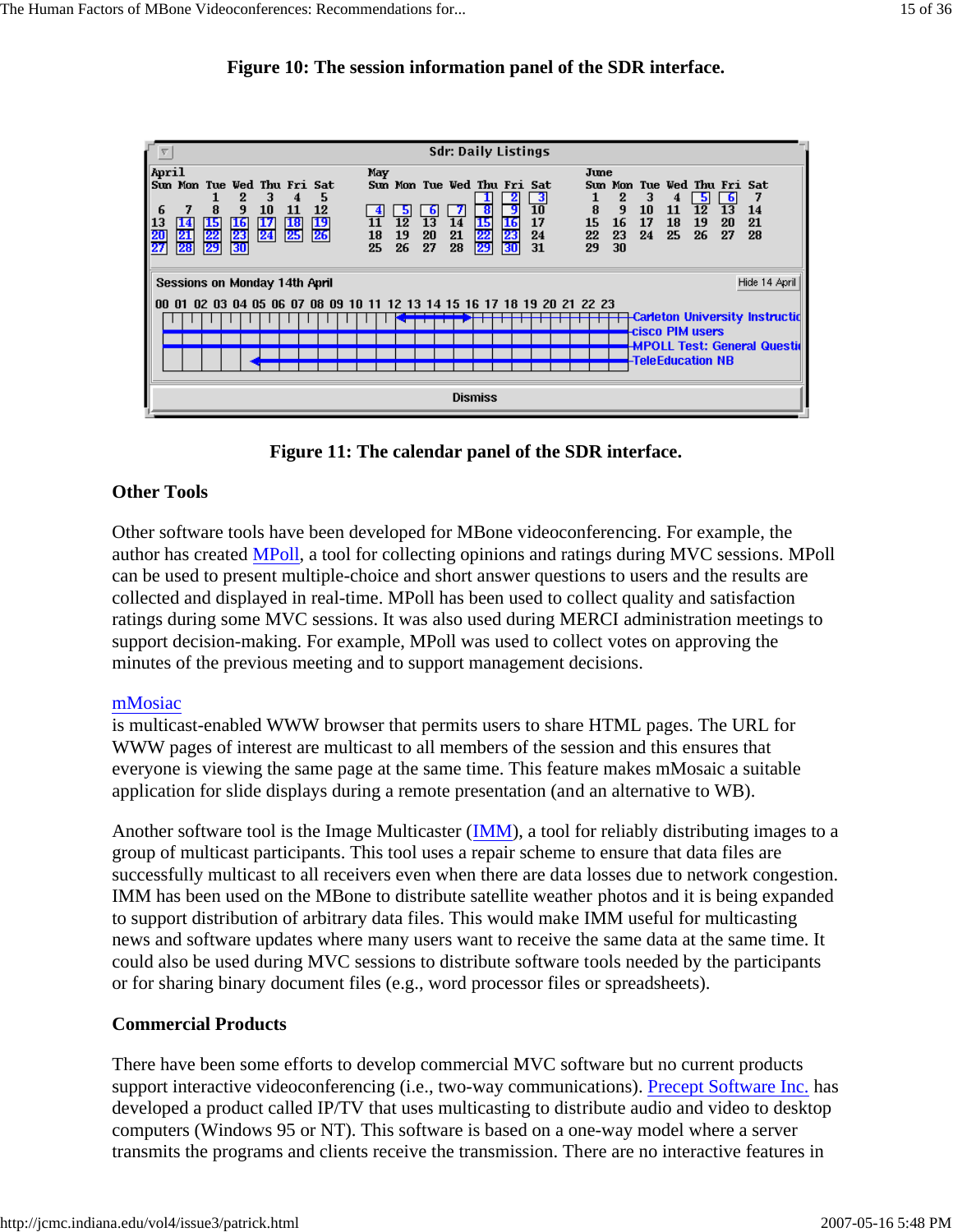**Figure 10: The session information panel of the SDR interface.**

**Figure 11: The calendar panel of the SDR interface.**

### Other Tools

Other software tools have been developed for MBone videoconferencing. For example, the author has created MPoll, a tool for collecting opinions and ratings during MVC sessions. MPoll can be used to present multiple-choice and short answer questions to users and the results are collected and displayed in real-time. MPoll has been used to collect quality and satisfaction ratings during some MVC sessions. It was also used during MERCI administration meetings to support decision-making. For example, MPoll was used to collect votes on approving the minutes of the previous meeting and to support management decisions.

mMosiac
is multicast-enabled WWW browser that permits users to share HTML pages. The URL for WWW pages of interest are multicast to all members of the session and this ensures that everyone is viewing the same page at the same time. This feature makes mMosaic a suitable application for slide displays during a remote presentation (and an alternative to WB).

Another software tool is the Image Multicaster (IMM), a tool for reliably distributing images to a group of multicast participants. This tool uses a repair scheme to ensure that data files are successfully multicast to all receivers even when there are data losses due to network congestion. IMM has been used on the MBone to distribute satellite weather photos and it is being expanded to support distribution of arbitrary data files. This would make IMM useful for multicasting news and software updates where many users want to receive the same data at the same time. It could also be used during MVC sessions to distribute software tools needed by the participants or for sharing binary document files (e.g., word processor files or spreadsheets).

### Commercial Products

There have been some efforts to develop commercial MVC software but no current products support interactive videoconferencing (i.e., two-way communications). Precept Software Inc. has developed a product called IP/TV that uses multicasting to distribute audio and video to desktop computers (Windows 95 or NT). This software is based on a one-way model where a server transmits the programs and clients receive the transmission. There are no interactive features in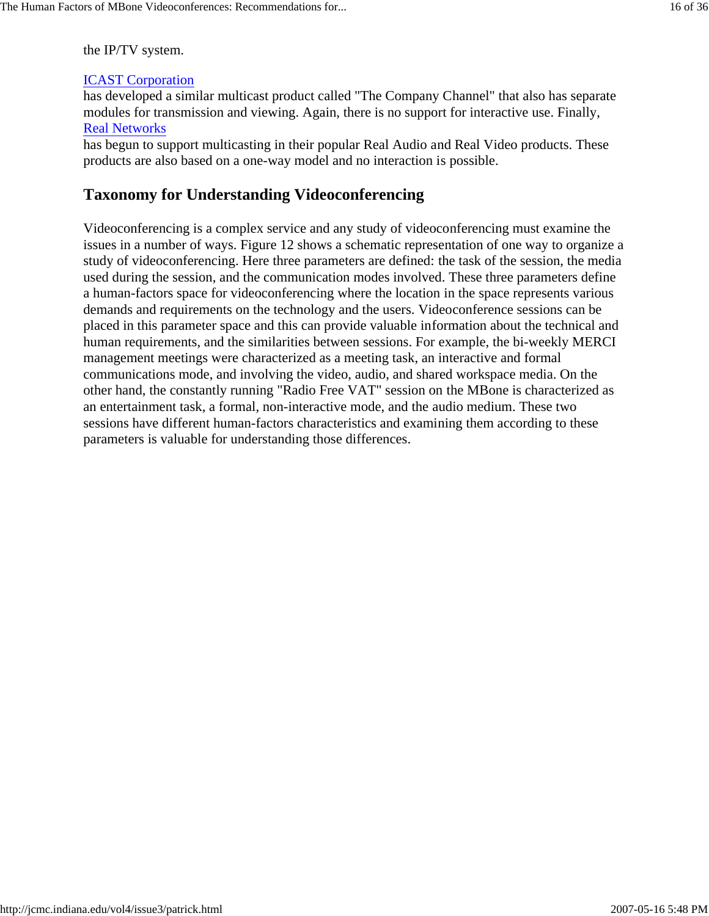the IP/TV system.

ICAST Corporation
has developed a similar multicast product called "The Company Channel" that also has separate modules for transmission and viewing. Again, there is no support for interactive use. Finally, Real Networks
has begun to support multicasting in their popular Real Audio and Real Video products. These products are also based on a one-way model and no interaction is possible.

## Taxonomy for Understanding Videoconferencing

Videoconferencing is a complex service and any study of videoconferencing must examine the issues in a number of ways. Figure 12 shows a schematic representation of one way to organize a study of videoconferencing. Here three parameters are defined: the task of the session, the media used during the session, and the communication modes involved. These three parameters define a human-factors space for videoconferencing where the location in the space represents various demands and requirements on the technology and the users. Videoconference sessions can be placed in this parameter space and this can provide valuable information about the technical and human requirements, and the similarities between sessions. For example, the bi-weekly MERCI management meetings were characterized as a meeting task, an interactive and formal communications mode, and involving the video, audio, and shared workspace media. On the other hand, the constantly running "Radio Free VAT" session on the MBone is characterized as an entertainment task, a formal, non-interactive mode, and the audio medium. These two sessions have different human-factors characteristics and examining them according to these parameters is valuable for understanding those differences.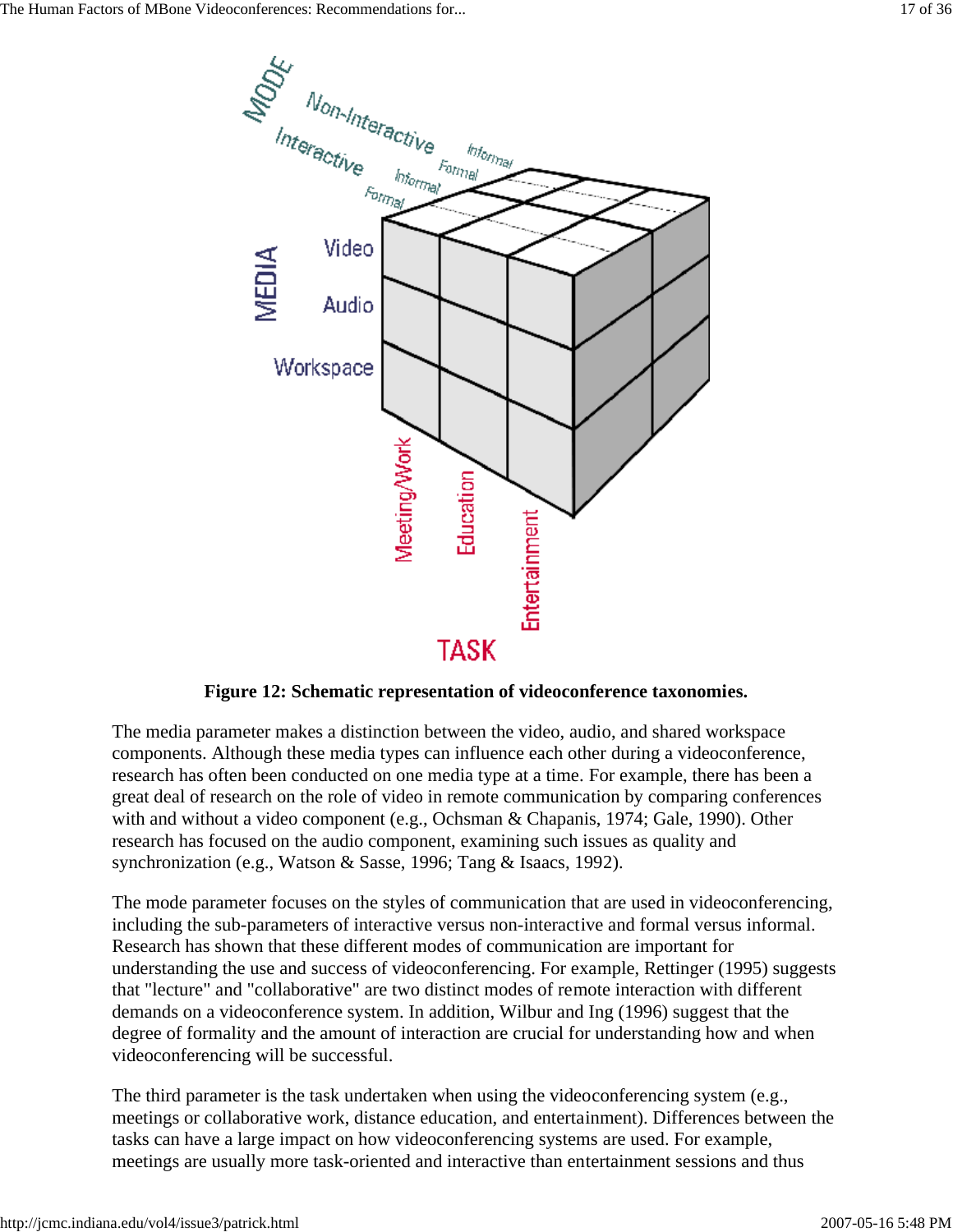**Figure 12: Schematic representation of videoconference taxonomies.**

The media parameter makes a distinction between the video, audio, and shared workspace components. Although these media types can influence each other during a videoconference, research has often been conducted on one media type at a time. For example, there has been a great deal of research on the role of video in remote communication by comparing conferences with and without a video component (e.g., Ochsman & Chapanis, 1974; Gale, 1990). Other research has focused on the audio component, examining such issues as quality and synchronization (e.g., Watson & Sasse, 1996; Tang & Isaacs, 1992).

The mode parameter focuses on the styles of communication that are used in videoconferencing, including the sub-parameters of interactive versus non-interactive and formal versus informal. Research has shown that these different modes of communication are important for understanding the use and success of videoconferencing. For example, Rettinger (1995) suggests that "lecture" and "collaborative" are two distinct modes of remote interaction with different demands on a videoconference system. In addition, Wilbur and Ing (1996) suggest that the degree of formality and the amount of interaction are crucial for understanding how and when videoconferencing will be successful.

The third parameter is the task undertaken when using the videoconferencing system (e.g., meetings or collaborative work, distance education, and entertainment). Differences between the tasks can have a large impact on how videoconferencing systems are used. For example, meetings are usually more task-oriented and interactive than entertainment sessions and thus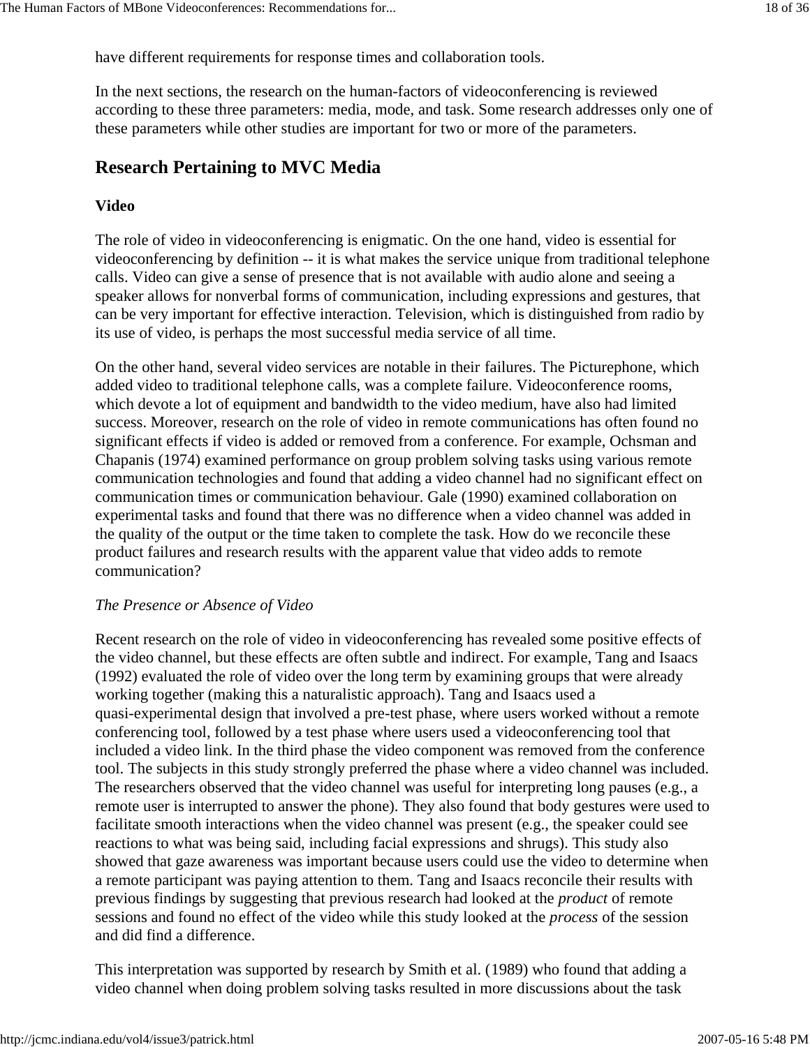have different requirements for response times and collaboration tools.

In the next sections, the research on the human-factors of videoconferencing is reviewed according to these three parameters: media, mode, and task. Some research addresses only one of these parameters while other studies are important for two or more of the parameters.

## Research Pertaining to MVC Media

**Video**

The role of video in videoconferencing is enigmatic. On the one hand, video is essential for videoconferencing by definition -- it is what makes the service unique from traditional telephone calls. Video can give a sense of presence that is not available with audio alone and seeing a speaker allows for nonverbal forms of communication, including expressions and gestures, that can be very important for effective interaction. Television, which is distinguished from radio by its use of video, is perhaps the most successful media service of all time.

On the other hand, several video services are notable in their failures. The Picturephone, which added video to traditional telephone calls, was a complete failure. Videoconference rooms, which devote a lot of equipment and bandwidth to the video medium, have also had limited success. Moreover, research on the role of video in remote communications has often found no significant effects if video is added or removed from a conference. For example, Ochsman and Chapanis (1974) examined performance on group problem solving tasks using various remote communication technologies and found that adding a video channel had no significant effect on communication times or communication behaviour. Gale (1990) examined collaboration on experimental tasks and found that there was no difference when a video channel was added in the quality of the output or the time taken to complete the task. How do we reconcile these product failures and research results with the apparent value that video adds to remote communication?

*The Presence or Absence of Video*

Recent research on the role of video in videoconferencing has revealed some positive effects of the video channel, but these effects are often subtle and indirect. For example, Tang and Isaacs (1992) evaluated the role of video over the long term by examining groups that were already working together (making this a naturalistic approach). Tang and Isaacs used a quasi-experimental design that involved a pre-test phase, where users worked without a remote conferencing tool, followed by a test phase where users used a videoconferencing tool that included a video link. In the third phase the video component was removed from the conference tool. The subjects in this study strongly preferred the phase where a video channel was included. The researchers observed that the video channel was useful for interpreting long pauses (e.g., a remote user is interrupted to answer the phone). They also found that body gestures were used to facilitate smooth interactions when the video channel was present (e.g., the speaker could see reactions to what was being said, including facial expressions and shrugs). This study also showed that gaze awareness was important because users could use the video to determine when a remote participant was paying attention to them. Tang and Isaacs reconcile their results with previous findings by suggesting that previous research had looked at the *product* of remote sessions and found no effect of the video while this study looked at the *process* of the session and did find a difference.

This interpretation was supported by research by Smith et al. (1989) who found that adding a video channel when doing problem solving tasks resulted in more discussions about the task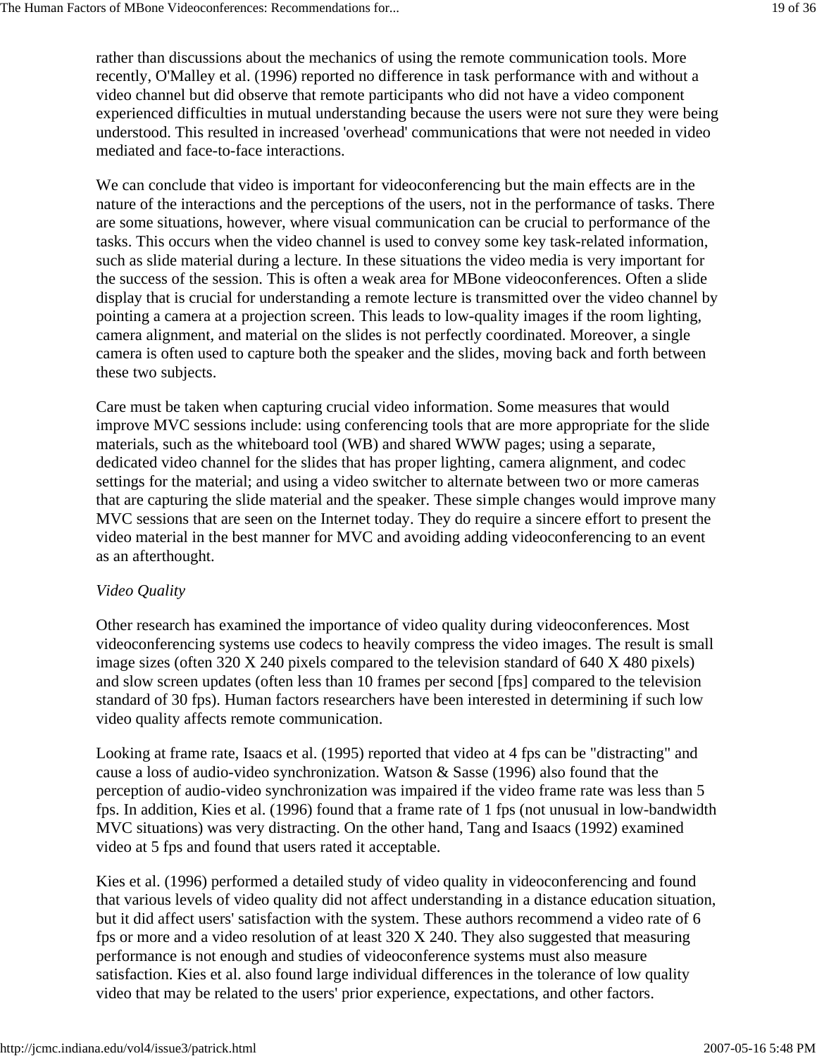rather than discussions about the mechanics of using the remote communication tools. More recently, O'Malley et al. (1996) reported no difference in task performance with and without a video channel but did observe that remote participants who did not have a video component experienced difficulties in mutual understanding because the users were not sure they were being understood. This resulted in increased 'overhead' communications that were not needed in video mediated and face-to-face interactions.

We can conclude that video is important for videoconferencing but the main effects are in the nature of the interactions and the perceptions of the users, not in the performance of tasks. There are some situations, however, where visual communication can be crucial to performance of the tasks. This occurs when the video channel is used to convey some key task-related information, such as slide material during a lecture. In these situations the video media is very important for the success of the session. This is often a weak area for MBone videoconferences. Often a slide display that is crucial for understanding a remote lecture is transmitted over the video channel by pointing a camera at a projection screen. This leads to low-quality images if the room lighting, camera alignment, and material on the slides is not perfectly coordinated. Moreover, a single camera is often used to capture both the speaker and the slides, moving back and forth between these two subjects.

Care must be taken when capturing crucial video information. Some measures that would improve MVC sessions include: using conferencing tools that are more appropriate for the slide materials, such as the whiteboard tool (WB) and shared WWW pages; using a separate, dedicated video channel for the slides that has proper lighting, camera alignment, and codec settings for the material; and using a video switcher to alternate between two or more cameras that are capturing the slide material and the speaker. These simple changes would improve many MVC sessions that are seen on the Internet today. They do require a sincere effort to present the video material in the best manner for MVC and avoiding adding videoconferencing to an event as an afterthought.

*Video Quality*

Other research has examined the importance of video quality during videoconferences. Most videoconferencing systems use codecs to heavily compress the video images. The result is small image sizes (often 320 X 240 pixels compared to the television standard of 640 X 480 pixels) and slow screen updates (often less than 10 frames per second [fps] compared to the television standard of 30 fps). Human factors researchers have been interested in determining if such low video quality affects remote communication.

Looking at frame rate, Isaacs et al. (1995) reported that video at 4 fps can be "distracting" and cause a loss of audio-video synchronization. Watson & Sasse (1996) also found that the perception of audio-video synchronization was impaired if the video frame rate was less than 5 fps. In addition, Kies et al. (1996) found that a frame rate of 1 fps (not unusual in low-bandwidth MVC situations) was very distracting. On the other hand, Tang and Isaacs (1992) examined video at 5 fps and found that users rated it acceptable.

Kies et al. (1996) performed a detailed study of video quality in videoconferencing and found that various levels of video quality did not affect understanding in a distance education situation, but it did affect users' satisfaction with the system. These authors recommend a video rate of 6 fps or more and a video resolution of at least 320 X 240. They also suggested that measuring performance is not enough and studies of videoconference systems must also measure satisfaction. Kies et al. also found large individual differences in the tolerance of low quality video that may be related to the users' prior experience, expectations, and other factors.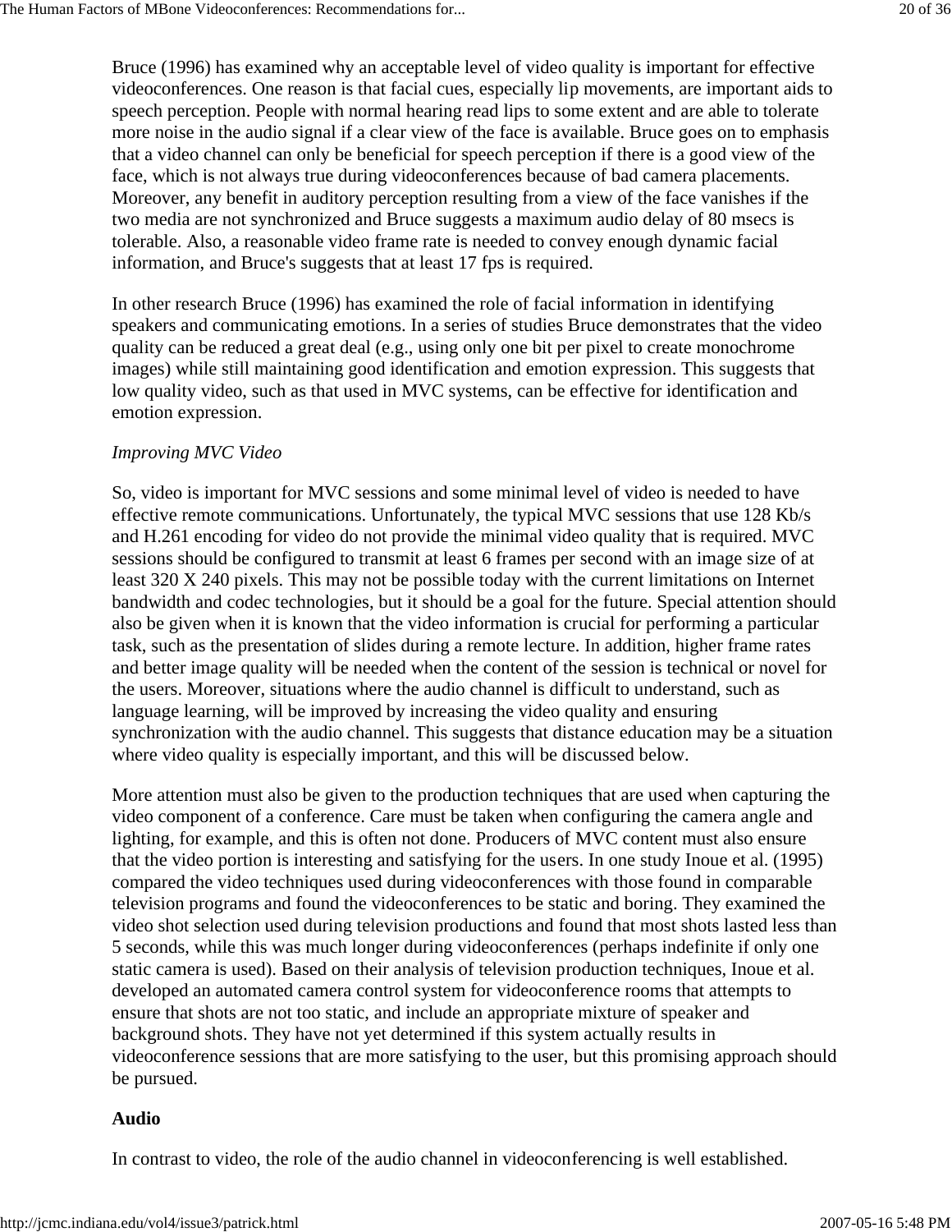Bruce (1996) has examined why an acceptable level of video quality is important for effective videoconferences. One reason is that facial cues, especially lip movements, are important aids to speech perception. People with normal hearing read lips to some extent and are able to tolerate more noise in the audio signal if a clear view of the face is available. Bruce goes on to emphasis that a video channel can only be beneficial for speech perception if there is a good view of the face, which is not always true during videoconferences because of bad camera placements. Moreover, any benefit in auditory perception resulting from a view of the face vanishes if the two media are not synchronized and Bruce suggests a maximum audio delay of 80 msecs is tolerable. Also, a reasonable video frame rate is needed to convey enough dynamic facial information, and Bruce's suggests that at least 17 fps is required.

In other research Bruce (1996) has examined the role of facial information in identifying speakers and communicating emotions. In a series of studies Bruce demonstrates that the video quality can be reduced a great deal (e.g., using only one bit per pixel to create monochrome images) while still maintaining good identification and emotion expression. This suggests that low quality video, such as that used in MVC systems, can be effective for identification and emotion expression.

*Improving MVC Video*

So, video is important for MVC sessions and some minimal level of video is needed to have effective remote communications. Unfortunately, the typical MVC sessions that use 128 Kb/s and H.261 encoding for video do not provide the minimal video quality that is required. MVC sessions should be configured to transmit at least 6 frames per second with an image size of at least 320 X 240 pixels. This may not be possible today with the current limitations on Internet bandwidth and codec technologies, but it should be a goal for the future. Special attention should also be given when it is known that the video information is crucial for performing a particular task, such as the presentation of slides during a remote lecture. In addition, higher frame rates and better image quality will be needed when the content of the session is technical or novel for the users. Moreover, situations where the audio channel is difficult to understand, such as language learning, will be improved by increasing the video quality and ensuring synchronization with the audio channel. This suggests that distance education may be a situation where video quality is especially important, and this will be discussed below.

More attention must also be given to the production techniques that are used when capturing the video component of a conference. Care must be taken when configuring the camera angle and lighting, for example, and this is often not done. Producers of MVC content must also ensure that the video portion is interesting and satisfying for the users. In one study Inoue et al. (1995) compared the video techniques used during videoconferences with those found in comparable television programs and found the videoconferences to be static and boring. They examined the video shot selection used during television productions and found that most shots lasted less than 5 seconds, while this was much longer during videoconferences (perhaps indefinite if only one static camera is used). Based on their analysis of television production techniques, Inoue et al. developed an automated camera control system for videoconference rooms that attempts to ensure that shots are not too static, and include an appropriate mixture of speaker and background shots. They have not yet determined if this system actually results in videoconference sessions that are more satisfying to the user, but this promising approach should be pursued.

**Audio**

In contrast to video, the role of the audio channel in videoconferencing is well established.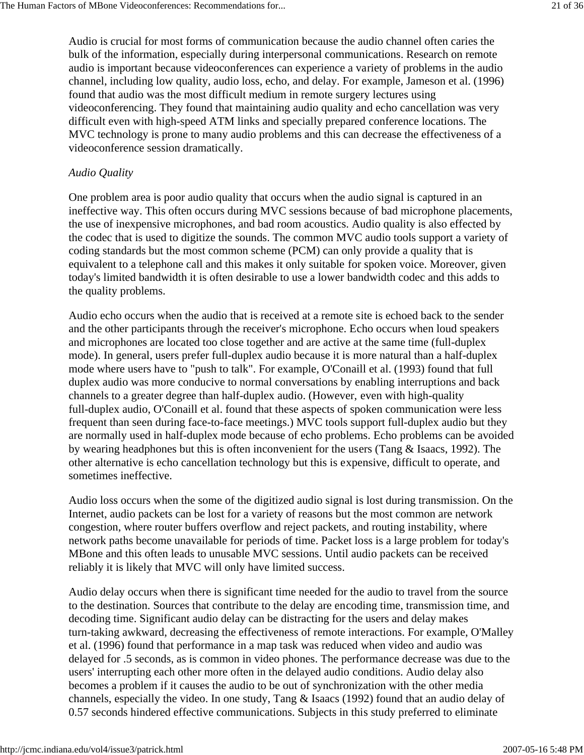Audio is crucial for most forms of communication because the audio channel often caries the bulk of the information, especially during interpersonal communications. Research on remote audio is important because videoconferences can experience a variety of problems in the audio channel, including low quality, audio loss, echo, and delay. For example, Jameson et al. (1996) found that audio was the most difficult medium in remote surgery lectures using videoconferencing. They found that maintaining audio quality and echo cancellation was very difficult even with high-speed ATM links and specially prepared conference locations. The MVC technology is prone to many audio problems and this can decrease the effectiveness of a videoconference session dramatically.

*Audio Quality*

One problem area is poor audio quality that occurs when the audio signal is captured in an ineffective way. This often occurs during MVC sessions because of bad microphone placements, the use of inexpensive microphones, and bad room acoustics. Audio quality is also effected by the codec that is used to digitize the sounds. The common MVC audio tools support a variety of coding standards but the most common scheme (PCM) can only provide a quality that is equivalent to a telephone call and this makes it only suitable for spoken voice. Moreover, given today's limited bandwidth it is often desirable to use a lower bandwidth codec and this adds to the quality problems.

Audio echo occurs when the audio that is received at a remote site is echoed back to the sender and the other participants through the receiver's microphone. Echo occurs when loud speakers and microphones are located too close together and are active at the same time (full-duplex mode). In general, users prefer full-duplex audio because it is more natural than a half-duplex mode where users have to "push to talk". For example, O'Conaill et al. (1993) found that full duplex audio was more conducive to normal conversations by enabling interruptions and back channels to a greater degree than half-duplex audio. (However, even with high-quality full-duplex audio, O'Conaill et al. found that these aspects of spoken communication were less frequent than seen during face-to-face meetings.) MVC tools support full-duplex audio but they are normally used in half-duplex mode because of echo problems. Echo problems can be avoided by wearing headphones but this is often inconvenient for the users (Tang & Isaacs, 1992). The other alternative is echo cancellation technology but this is expensive, difficult to operate, and sometimes ineffective.

Audio loss occurs when the some of the digitized audio signal is lost during transmission. On the Internet, audio packets can be lost for a variety of reasons but the most common are network congestion, where router buffers overflow and reject packets, and routing instability, where network paths become unavailable for periods of time. Packet loss is a large problem for today's MBone and this often leads to unusable MVC sessions. Until audio packets can be received reliably it is likely that MVC will only have limited success.

Audio delay occurs when there is significant time needed for the audio to travel from the source to the destination. Sources that contribute to the delay are encoding time, transmission time, and decoding time. Significant audio delay can be distracting for the users and delay makes turn-taking awkward, decreasing the effectiveness of remote interactions. For example, O'Malley et al. (1996) found that performance in a map task was reduced when video and audio was delayed for .5 seconds, as is common in video phones. The performance decrease was due to the users' interrupting each other more often in the delayed audio conditions. Audio delay also becomes a problem if it causes the audio to be out of synchronization with the other media channels, especially the video. In one study, Tang & Isaacs (1992) found that an audio delay of 0.57 seconds hindered effective communications. Subjects in this study preferred to eliminate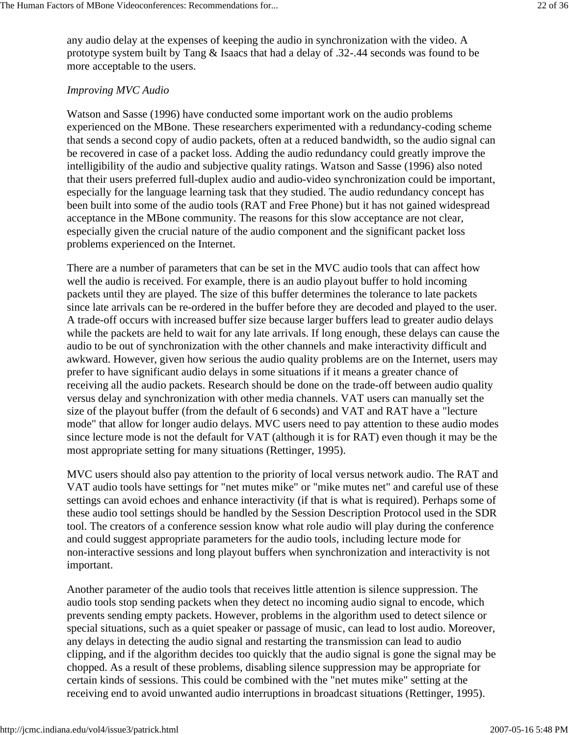any audio delay at the expenses of keeping the audio in synchronization with the video. A prototype system built by Tang & Isaacs that had a delay of .32-.44 seconds was found to be more acceptable to the users.

*Improving MVC Audio*

Watson and Sasse (1996) have conducted some important work on the audio problems experienced on the MBone. These researchers experimented with a redundancy-coding scheme that sends a second copy of audio packets, often at a reduced bandwidth, so the audio signal can be recovered in case of a packet loss. Adding the audio redundancy could greatly improve the intelligibility of the audio and subjective quality ratings. Watson and Sasse (1996) also noted that their users preferred full-duplex audio and audio-video synchronization could be important, especially for the language learning task that they studied. The audio redundancy concept has been built into some of the audio tools (RAT and Free Phone) but it has not gained widespread acceptance in the MBone community. The reasons for this slow acceptance are not clear, especially given the crucial nature of the audio component and the significant packet loss problems experienced on the Internet.

There are a number of parameters that can be set in the MVC audio tools that can affect how well the audio is received. For example, there is an audio playout buffer to hold incoming packets until they are played. The size of this buffer determines the tolerance to late packets since late arrivals can be re-ordered in the buffer before they are decoded and played to the user. A trade-off occurs with increased buffer size because larger buffers lead to greater audio delays while the packets are held to wait for any late arrivals. If long enough, these delays can cause the audio to be out of synchronization with the other channels and make interactivity difficult and awkward. However, given how serious the audio quality problems are on the Internet, users may prefer to have significant audio delays in some situations if it means a greater chance of receiving all the audio packets. Research should be done on the trade-off between audio quality versus delay and synchronization with other media channels. VAT users can manually set the size of the playout buffer (from the default of 6 seconds) and VAT and RAT have a "lecture mode" that allow for longer audio delays. MVC users need to pay attention to these audio modes since lecture mode is not the default for VAT (although it is for RAT) even though it may be the most appropriate setting for many situations (Rettinger, 1995).

MVC users should also pay attention to the priority of local versus network audio. The RAT and VAT audio tools have settings for "net mutes mike" or "mike mutes net" and careful use of these settings can avoid echoes and enhance interactivity (if that is what is required). Perhaps some of these audio tool settings should be handled by the Session Description Protocol used in the SDR tool. The creators of a conference session know what role audio will play during the conference and could suggest appropriate parameters for the audio tools, including lecture mode for non-interactive sessions and long playout buffers when synchronization and interactivity is not important.

Another parameter of the audio tools that receives little attention is silence suppression. The audio tools stop sending packets when they detect no incoming audio signal to encode, which prevents sending empty packets. However, problems in the algorithm used to detect silence or special situations, such as a quiet speaker or passage of music, can lead to lost audio. Moreover, any delays in detecting the audio signal and restarting the transmission can lead to audio clipping, and if the algorithm decides too quickly that the audio signal is gone the signal may be chopped. As a result of these problems, disabling silence suppression may be appropriate for certain kinds of sessions. This could be combined with the "net mutes mike" setting at the receiving end to avoid unwanted audio interruptions in broadcast situations (Rettinger, 1995).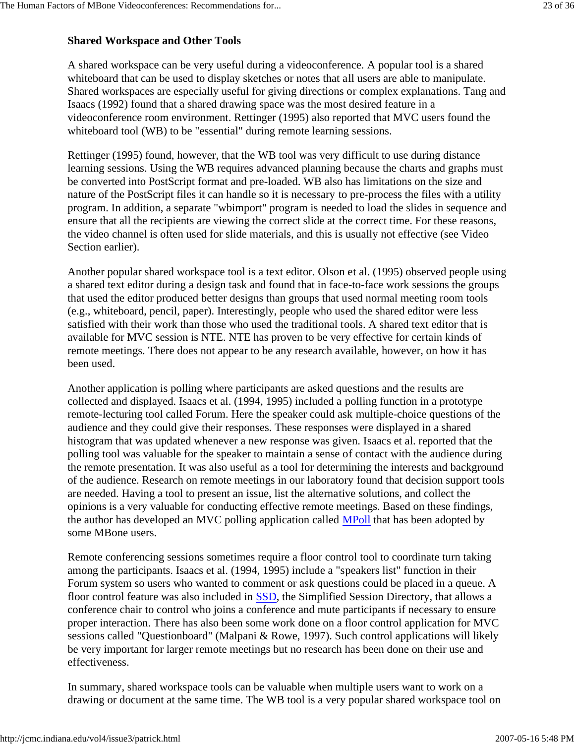### Shared Workspace and Other Tools

A shared workspace can be very useful during a videoconference. A popular tool is a shared whiteboard that can be used to display sketches or notes that all users are able to manipulate. Shared workspaces are especially useful for giving directions or complex explanations. Tang and Isaacs (1992) found that a shared drawing space was the most desired feature in a videoconference room environment. Rettinger (1995) also reported that MVC users found the whiteboard tool (WB) to be "essential" during remote learning sessions.

Rettinger (1995) found, however, that the WB tool was very difficult to use during distance learning sessions. Using the WB requires advanced planning because the charts and graphs must be converted into PostScript format and pre-loaded. WB also has limitations on the size and nature of the PostScript files it can handle so it is necessary to pre-process the files with a utility program. In addition, a separate "wbimport" program is needed to load the slides in sequence and ensure that all the recipients are viewing the correct slide at the correct time. For these reasons, the video channel is often used for slide materials, and this is usually not effective (see Video Section earlier).

Another popular shared workspace tool is a text editor. Olson et al. (1995) observed people using a shared text editor during a design task and found that in face-to-face work sessions the groups that used the editor produced better designs than groups that used normal meeting room tools (e.g., whiteboard, pencil, paper). Interestingly, people who used the shared editor were less satisfied with their work than those who used the traditional tools. A shared text editor that is available for MVC session is NTE. NTE has proven to be very effective for certain kinds of remote meetings. There does not appear to be any research available, however, on how it has been used.

Another application is polling where participants are asked questions and the results are collected and displayed. Isaacs et al. (1994, 1995) included a polling function in a prototype remote-lecturing tool called Forum. Here the speaker could ask multiple-choice questions of the audience and they could give their responses. These responses were displayed in a shared histogram that was updated whenever a new response was given. Isaacs et al. reported that the polling tool was valuable for the speaker to maintain a sense of contact with the audience during the remote presentation. It was also useful as a tool for determining the interests and background of the audience. Research on remote meetings in our laboratory found that decision support tools are needed. Having a tool to present an issue, list the alternative solutions, and collect the opinions is a very valuable for conducting effective remote meetings. Based on these findings, the author has developed an MVC polling application called MPoll that has been adopted by some MBone users.

Remote conferencing sessions sometimes require a floor control tool to coordinate turn taking among the participants. Isaacs et al. (1994, 1995) include a "speakers list" function in their Forum system so users who wanted to comment or ask questions could be placed in a queue. A floor control feature was also included in SSD, the Simplified Session Directory, that allows a conference chair to control who joins a conference and mute participants if necessary to ensure proper interaction. There has also been some work done on a floor control application for MVC sessions called "Questionboard" (Malpani & Rowe, 1997). Such control applications will likely be very important for larger remote meetings but no research has been done on their use and effectiveness.

In summary, shared workspace tools can be valuable when multiple users want to work on a drawing or document at the same time. The WB tool is a very popular shared workspace tool on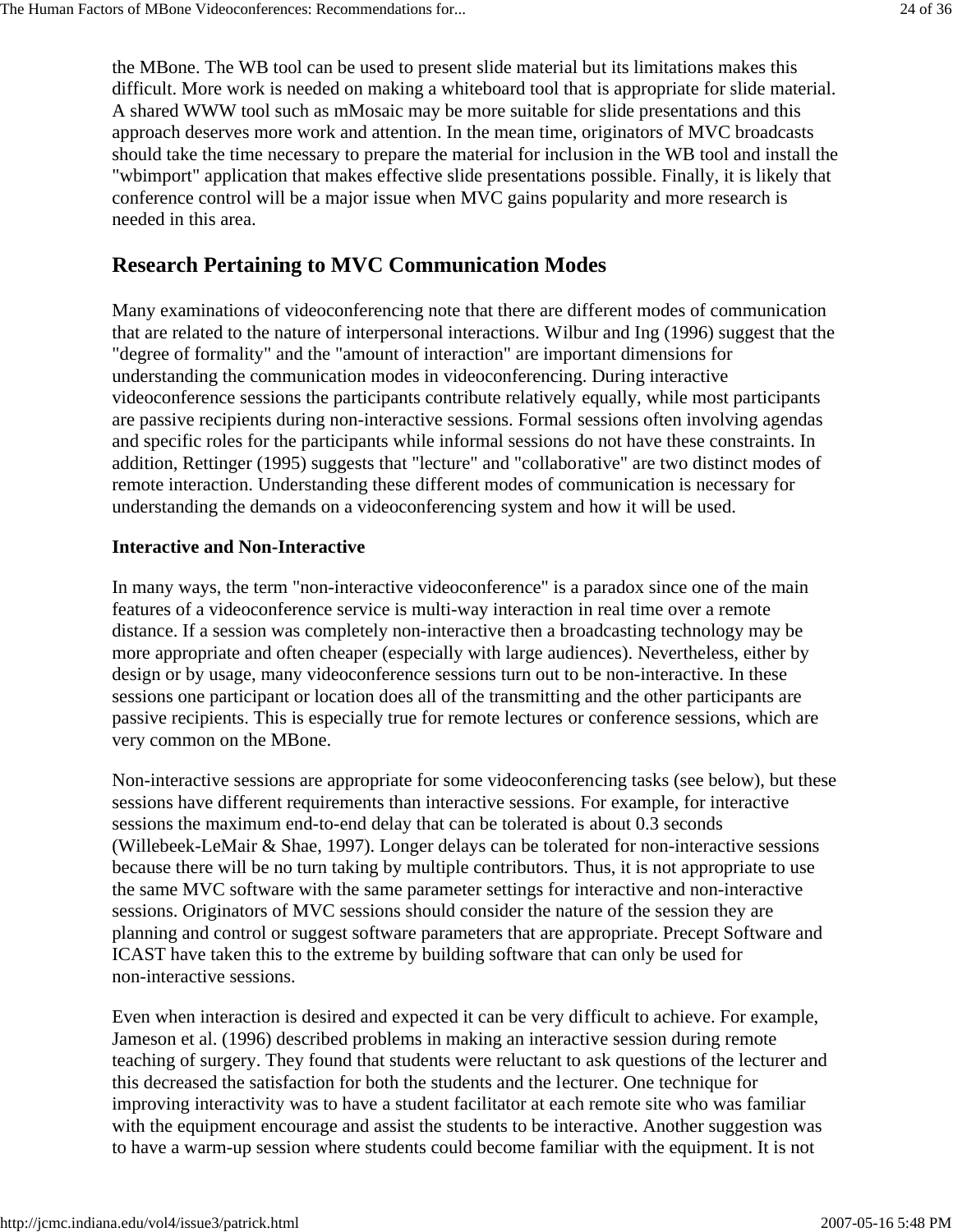the MBone. The WB tool can be used to present slide material but its limitations makes this difficult. More work is needed on making a whiteboard tool that is appropriate for slide material. A shared WWW tool such as mMosaic may be more suitable for slide presentations and this approach deserves more work and attention. In the mean time, originators of MVC broadcasts should take the time necessary to prepare the material for inclusion in the WB tool and install the "wbimport" application that makes effective slide presentations possible. Finally, it is likely that conference control will be a major issue when MVC gains popularity and more research is needed in this area.

## Research Pertaining to MVC Communication Modes

Many examinations of videoconferencing note that there are different modes of communication that are related to the nature of interpersonal interactions. Wilbur and Ing (1996) suggest that the "degree of formality" and the "amount of interaction" are important dimensions for understanding the communication modes in videoconferencing. During interactive videoconference sessions the participants contribute relatively equally, while most participants are passive recipients during non-interactive sessions. Formal sessions often involving agendas and specific roles for the participants while informal sessions do not have these constraints. In addition, Rettinger (1995) suggests that "lecture" and "collaborative" are two distinct modes of remote interaction. Understanding these different modes of communication is necessary for understanding the demands on a videoconferencing system and how it will be used.

### Interactive and Non-Interactive

In many ways, the term "non-interactive videoconference" is a paradox since one of the main features of a videoconference service is multi-way interaction in real time over a remote distance. If a session was completely non-interactive then a broadcasting technology may be more appropriate and often cheaper (especially with large audiences). Nevertheless, either by design or by usage, many videoconference sessions turn out to be non-interactive. In these sessions one participant or location does all of the transmitting and the other participants are passive recipients. This is especially true for remote lectures or conference sessions, which are very common on the MBone.

Non-interactive sessions are appropriate for some videoconferencing tasks (see below), but these sessions have different requirements than interactive sessions. For example, for interactive sessions the maximum end-to-end delay that can be tolerated is about 0.3 seconds (Willebeek-LeMair & Shae, 1997). Longer delays can be tolerated for non-interactive sessions because there will be no turn taking by multiple contributors. Thus, it is not appropriate to use the same MVC software with the same parameter settings for interactive and non-interactive sessions. Originators of MVC sessions should consider the nature of the session they are planning and control or suggest software parameters that are appropriate. Precept Software and ICAST have taken this to the extreme by building software that can only be used for non-interactive sessions.

Even when interaction is desired and expected it can be very difficult to achieve. For example, Jameson et al. (1996) described problems in making an interactive session during remote teaching of surgery. They found that students were reluctant to ask questions of the lecturer and this decreased the satisfaction for both the students and the lecturer. One technique for improving interactivity was to have a student facilitator at each remote site who was familiar with the equipment encourage and assist the students to be interactive. Another suggestion was to have a warm-up session where students could become familiar with the equipment. It is not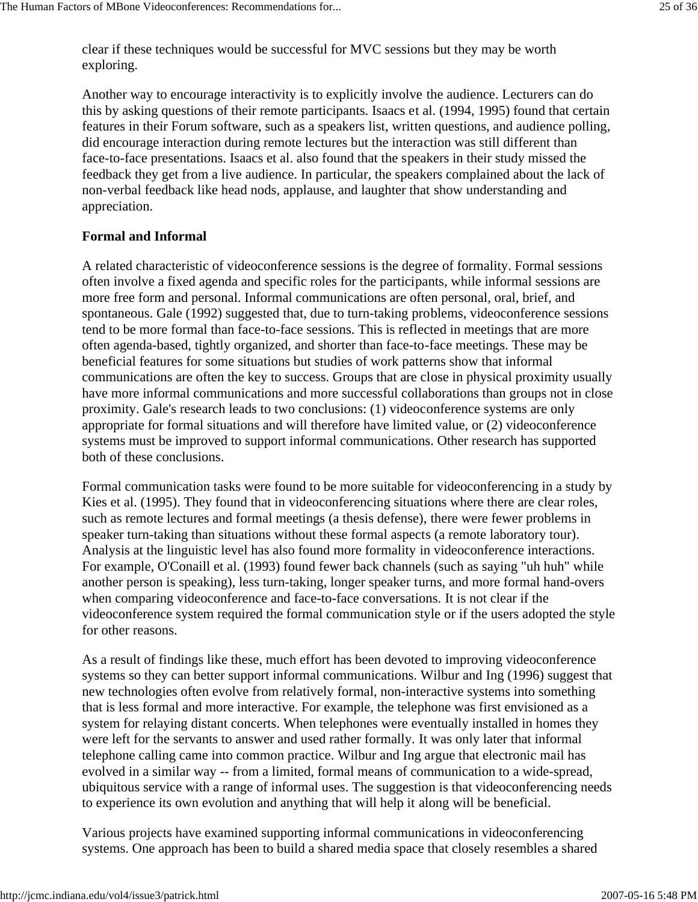clear if these techniques would be successful for MVC sessions but they may be worth exploring.

Another way to encourage interactivity is to explicitly involve the audience. Lecturers can do this by asking questions of their remote participants. Isaacs et al. (1994, 1995) found that certain features in their Forum software, such as a speakers list, written questions, and audience polling, did encourage interaction during remote lectures but the interaction was still different than face-to-face presentations. Isaacs et al. also found that the speakers in their study missed the feedback they get from a live audience. In particular, the speakers complained about the lack of non-verbal feedback like head nods, applause, and laughter that show understanding and appreciation.

**Formal and Informal**

A related characteristic of videoconference sessions is the degree of formality. Formal sessions often involve a fixed agenda and specific roles for the participants, while informal sessions are more free form and personal. Informal communications are often personal, oral, brief, and spontaneous. Gale (1992) suggested that, due to turn-taking problems, videoconference sessions tend to be more formal than face-to-face sessions. This is reflected in meetings that are more often agenda-based, tightly organized, and shorter than face-to-face meetings. These may be beneficial features for some situations but studies of work patterns show that informal communications are often the key to success. Groups that are close in physical proximity usually have more informal communications and more successful collaborations than groups not in close proximity. Gale's research leads to two conclusions: (1) videoconference systems are only appropriate for formal situations and will therefore have limited value, or (2) videoconference systems must be improved to support informal communications. Other research has supported both of these conclusions.

Formal communication tasks were found to be more suitable for videoconferencing in a study by Kies et al. (1995). They found that in videoconferencing situations where there are clear roles, such as remote lectures and formal meetings (a thesis defense), there were fewer problems in speaker turn-taking than situations without these formal aspects (a remote laboratory tour). Analysis at the linguistic level has also found more formality in videoconference interactions. For example, O'Conaill et al. (1993) found fewer back channels (such as saying "uh huh" while another person is speaking), less turn-taking, longer speaker turns, and more formal hand-overs when comparing videoconference and face-to-face conversations. It is not clear if the videoconference system required the formal communication style or if the users adopted the style for other reasons.

As a result of findings like these, much effort has been devoted to improving videoconference systems so they can better support informal communications. Wilbur and Ing (1996) suggest that new technologies often evolve from relatively formal, non-interactive systems into something that is less formal and more interactive. For example, the telephone was first envisioned as a system for relaying distant concerts. When telephones were eventually installed in homes they were left for the servants to answer and used rather formally. It was only later that informal telephone calling came into common practice. Wilbur and Ing argue that electronic mail has evolved in a similar way -- from a limited, formal means of communication to a wide-spread, ubiquitous service with a range of informal uses. The suggestion is that videoconferencing needs to experience its own evolution and anything that will help it along will be beneficial.

Various projects have examined supporting informal communications in videoconferencing systems. One approach has been to build a shared media space that closely resembles a shared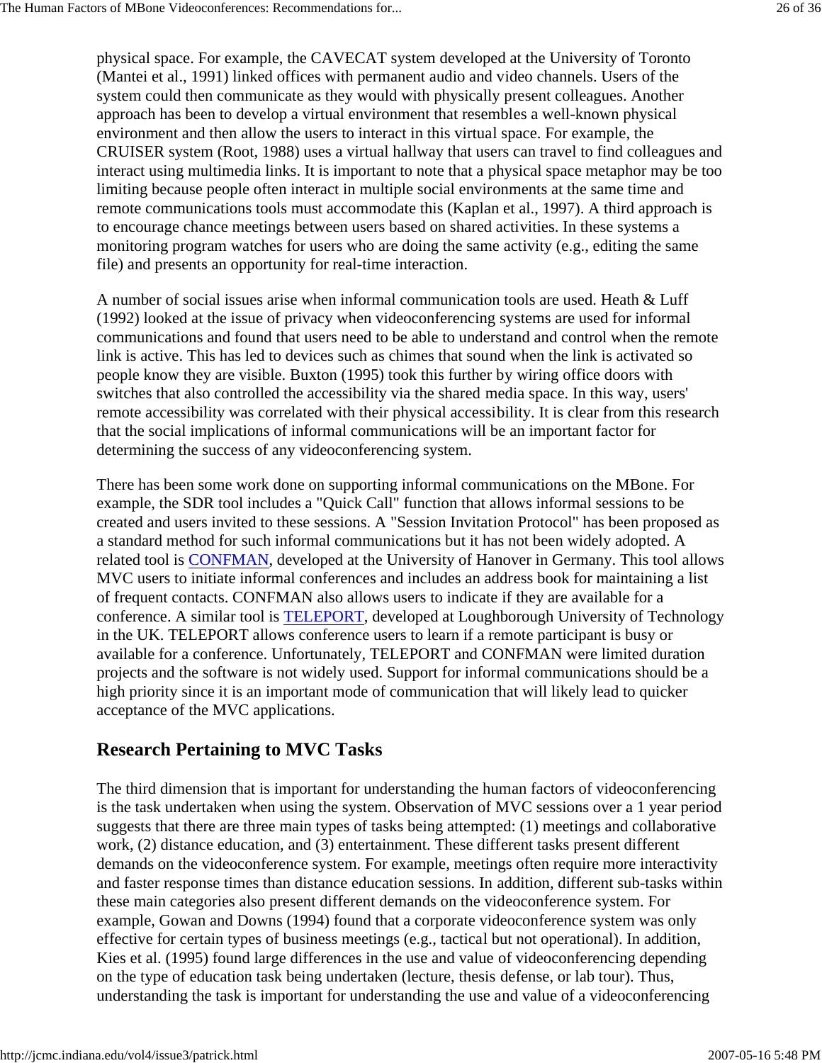physical space. For example, the CAVECAT system developed at the University of Toronto (Mantei et al., 1991) linked offices with permanent audio and video channels. Users of the system could then communicate as they would with physically present colleagues. Another approach has been to develop a virtual environment that resembles a well-known physical environment and then allow the users to interact in this virtual space. For example, the CRUISER system (Root, 1988) uses a virtual hallway that users can travel to find colleagues and interact using multimedia links. It is important to note that a physical space metaphor may be too limiting because people often interact in multiple social environments at the same time and remote communications tools must accommodate this (Kaplan et al., 1997). A third approach is to encourage chance meetings between users based on shared activities. In these systems a monitoring program watches for users who are doing the same activity (e.g., editing the same file) and presents an opportunity for real-time interaction.

A number of social issues arise when informal communication tools are used. Heath & Luff (1992) looked at the issue of privacy when videoconferencing systems are used for informal communications and found that users need to be able to understand and control when the remote link is active. This has led to devices such as chimes that sound when the link is activated so people know they are visible. Buxton (1995) took this further by wiring office doors with switches that also controlled the accessibility via the shared media space. In this way, users' remote accessibility was correlated with their physical accessibility. It is clear from this research that the social implications of informal communications will be an important factor for determining the success of any videoconferencing system.

There has been some work done on supporting informal communications on the MBone. For example, the SDR tool includes a "Quick Call" function that allows informal sessions to be created and users invited to these sessions. A "Session Invitation Protocol" has been proposed as a standard method for such informal communications but it has not been widely adopted. A related tool is CONFMAN, developed at the University of Hanover in Germany. This tool allows MVC users to initiate informal conferences and includes an address book for maintaining a list of frequent contacts. CONFMAN also allows users to indicate if they are available for a conference. A similar tool is TELEPORT, developed at Loughborough University of Technology in the UK. TELEPORT allows conference users to learn if a remote participant is busy or available for a conference. Unfortunately, TELEPORT and CONFMAN were limited duration projects and the software is not widely used. Support for informal communications should be a high priority since it is an important mode of communication that will likely lead to quicker acceptance of the MVC applications.

## Research Pertaining to MVC Tasks

The third dimension that is important for understanding the human factors of videoconferencing is the task undertaken when using the system. Observation of MVC sessions over a 1 year period suggests that there are three main types of tasks being attempted: (1) meetings and collaborative work, (2) distance education, and (3) entertainment. These different tasks present different demands on the videoconference system. For example, meetings often require more interactivity and faster response times than distance education sessions. In addition, different sub-tasks within these main categories also present different demands on the videoconference system. For example, Gowan and Downs (1994) found that a corporate videoconference system was only effective for certain types of business meetings (e.g., tactical but not operational). In addition, Kies et al. (1995) found large differences in the use and value of videoconferencing depending on the type of education task being undertaken (lecture, thesis defense, or lab tour). Thus, understanding the task is important for understanding the use and value of a videoconferencing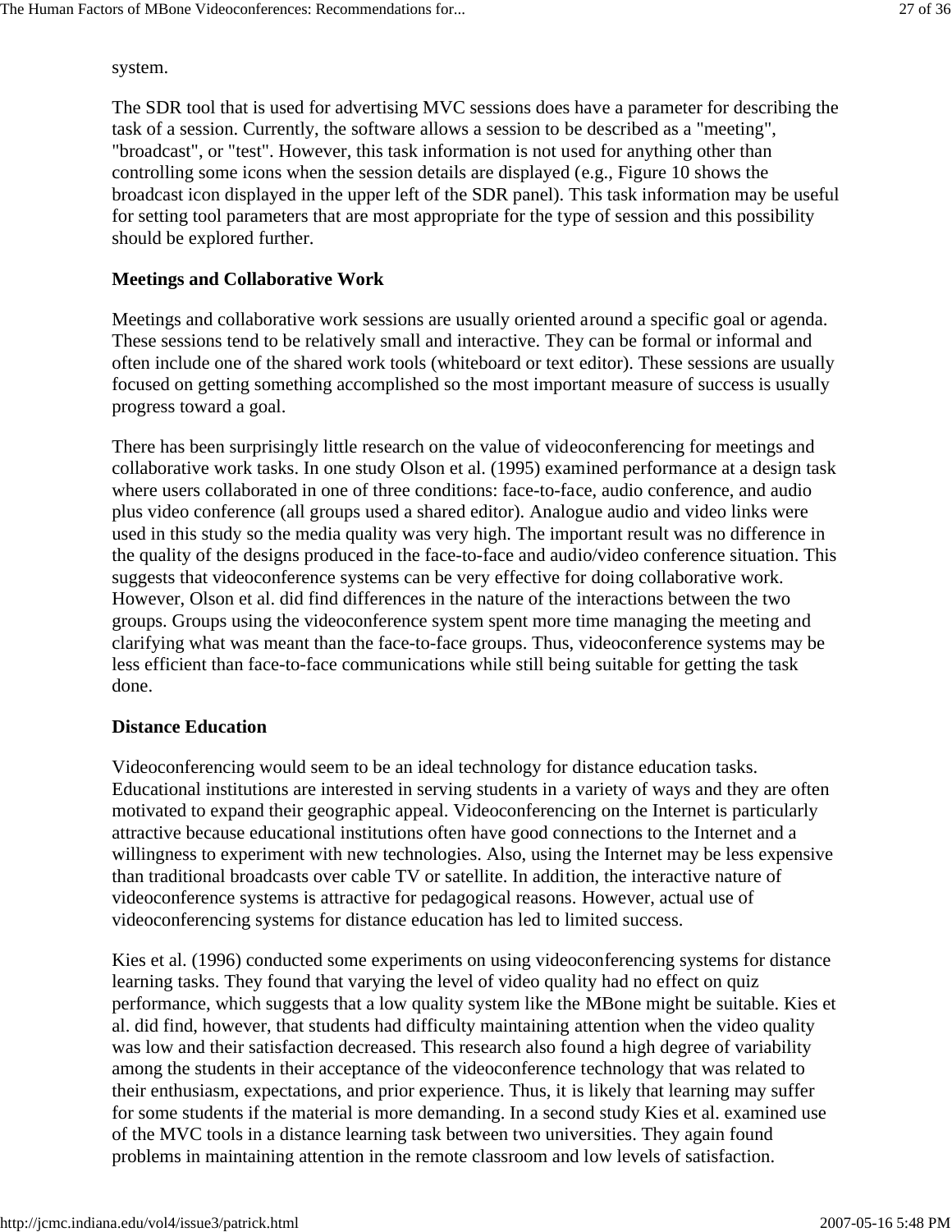system.

The SDR tool that is used for advertising MVC sessions does have a parameter for describing the task of a session. Currently, the software allows a session to be described as a "meeting", "broadcast", or "test". However, this task information is not used for anything other than controlling some icons when the session details are displayed (e.g., Figure 10 shows the broadcast icon displayed in the upper left of the SDR panel). This task information may be useful for setting tool parameters that are most appropriate for the type of session and this possibility should be explored further.

**Meetings and Collaborative Work**

Meetings and collaborative work sessions are usually oriented around a specific goal or agenda. These sessions tend to be relatively small and interactive. They can be formal or informal and often include one of the shared work tools (whiteboard or text editor). These sessions are usually focused on getting something accomplished so the most important measure of success is usually progress toward a goal.

There has been surprisingly little research on the value of videoconferencing for meetings and collaborative work tasks. In one study Olson et al. (1995) examined performance at a design task where users collaborated in one of three conditions: face-to-face, audio conference, and audio plus video conference (all groups used a shared editor). Analogue audio and video links were used in this study so the media quality was very high. The important result was no difference in the quality of the designs produced in the face-to-face and audio/video conference situation. This suggests that videoconference systems can be very effective for doing collaborative work. However, Olson et al. did find differences in the nature of the interactions between the two groups. Groups using the videoconference system spent more time managing the meeting and clarifying what was meant than the face-to-face groups. Thus, videoconference systems may be less efficient than face-to-face communications while still being suitable for getting the task done.

**Distance Education**

Videoconferencing would seem to be an ideal technology for distance education tasks. Educational institutions are interested in serving students in a variety of ways and they are often motivated to expand their geographic appeal. Videoconferencing on the Internet is particularly attractive because educational institutions often have good connections to the Internet and a willingness to experiment with new technologies. Also, using the Internet may be less expensive than traditional broadcasts over cable TV or satellite. In addition, the interactive nature of videoconference systems is attractive for pedagogical reasons. However, actual use of videoconferencing systems for distance education has led to limited success.

Kies et al. (1996) conducted some experiments on using videoconferencing systems for distance learning tasks. They found that varying the level of video quality had no effect on quiz performance, which suggests that a low quality system like the MBone might be suitable. Kies et al. did find, however, that students had difficulty maintaining attention when the video quality was low and their satisfaction decreased. This research also found a high degree of variability among the students in their acceptance of the videoconference technology that was related to their enthusiasm, expectations, and prior experience. Thus, it is likely that learning may suffer for some students if the material is more demanding. In a second study Kies et al. examined use of the MVC tools in a distance learning task between two universities. They again found problems in maintaining attention in the remote classroom and low levels of satisfaction.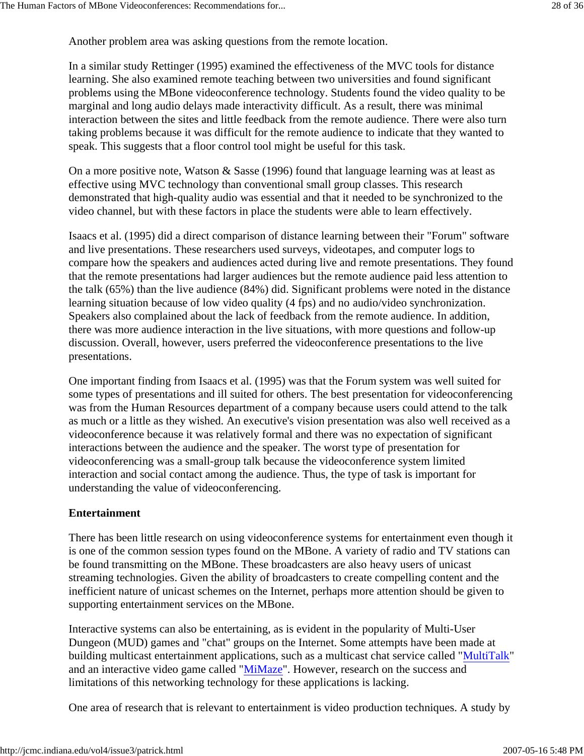Another problem area was asking questions from the remote location.

In a similar study Rettinger (1995) examined the effectiveness of the MVC tools for distance learning. She also examined remote teaching between two universities and found significant problems using the MBone videoconference technology. Students found the video quality to be marginal and long audio delays made interactivity difficult. As a result, there was minimal interaction between the sites and little feedback from the remote audience. There were also turn taking problems because it was difficult for the remote audience to indicate that they wanted to speak. This suggests that a floor control tool might be useful for this task.

On a more positive note, Watson & Sasse (1996) found that language learning was at least as effective using MVC technology than conventional small group classes. This research demonstrated that high-quality audio was essential and that it needed to be synchronized to the video channel, but with these factors in place the students were able to learn effectively.

Isaacs et al. (1995) did a direct comparison of distance learning between their "Forum" software and live presentations. These researchers used surveys, videotapes, and computer logs to compare how the speakers and audiences acted during live and remote presentations. They found that the remote presentations had larger audiences but the remote audience paid less attention to the talk (65%) than the live audience (84%) did. Significant problems were noted in the distance learning situation because of low video quality (4 fps) and no audio/video synchronization. Speakers also complained about the lack of feedback from the remote audience. In addition, there was more audience interaction in the live situations, with more questions and follow-up discussion. Overall, however, users preferred the videoconference presentations to the live presentations.

One important finding from Isaacs et al. (1995) was that the Forum system was well suited for some types of presentations and ill suited for others. The best presentation for videoconferencing was from the Human Resources department of a company because users could attend to the talk as much or a little as they wished. An executive's vision presentation was also well received as a videoconference because it was relatively formal and there was no expectation of significant interactions between the audience and the speaker. The worst type of presentation for videoconferencing was a small-group talk because the videoconference system limited interaction and social contact among the audience. Thus, the type of task is important for understanding the value of videoconferencing.

**Entertainment**

There has been little research on using videoconference systems for entertainment even though it is one of the common session types found on the MBone. A variety of radio and TV stations can be found transmitting on the MBone. These broadcasters are also heavy users of unicast streaming technologies. Given the ability of broadcasters to create compelling content and the inefficient nature of unicast schemes on the Internet, perhaps more attention should be given to supporting entertainment services on the MBone.

Interactive systems can also be entertaining, as is evident in the popularity of Multi-User Dungeon (MUD) games and "chat" groups on the Internet. Some attempts have been made at building multicast entertainment applications, such as a multicast chat service called "MultiTalk" and an interactive video game called "MiMaze". However, research on the success and limitations of this networking technology for these applications is lacking.

One area of research that is relevant to entertainment is video production techniques. A study by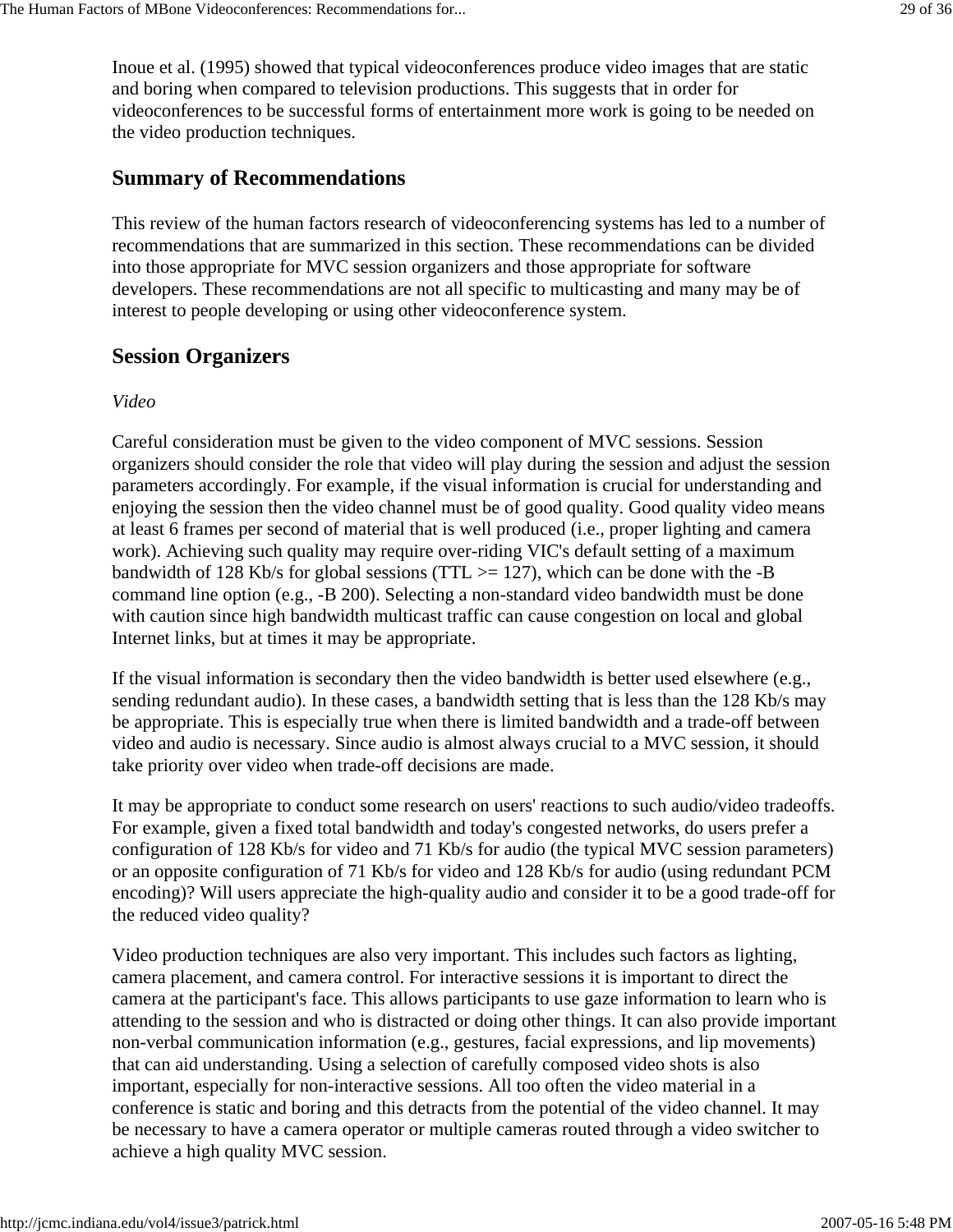Inoue et al. (1995) showed that typical videoconferences produce video images that are static and boring when compared to television productions. This suggests that in order for videoconferences to be successful forms of entertainment more work is going to be needed on the video production techniques.

## Summary of Recommendations

This review of the human factors research of videoconferencing systems has led to a number of recommendations that are summarized in this section. These recommendations can be divided into those appropriate for MVC session organizers and those appropriate for software developers. These recommendations are not all specific to multicasting and many may be of interest to people developing or using other videoconference system.

## Session Organizers

*Video*

Careful consideration must be given to the video component of MVC sessions. Session organizers should consider the role that video will play during the session and adjust the session parameters accordingly. For example, if the visual information is crucial for understanding and enjoying the session then the video channel must be of good quality. Good quality video means at least 6 frames per second of material that is well produced (i.e., proper lighting and camera work). Achieving such quality may require over-riding VIC's default setting of a maximum bandwidth of 128 Kb/s for global sessions (TTL >= 127), which can be done with the -B command line option (e.g., -B 200). Selecting a non-standard video bandwidth must be done with caution since high bandwidth multicast traffic can cause congestion on local and global Internet links, but at times it may be appropriate.

If the visual information is secondary then the video bandwidth is better used elsewhere (e.g., sending redundant audio). In these cases, a bandwidth setting that is less than the 128 Kb/s may be appropriate. This is especially true when there is limited bandwidth and a trade-off between video and audio is necessary. Since audio is almost always crucial to a MVC session, it should take priority over video when trade-off decisions are made.

It may be appropriate to conduct some research on users' reactions to such audio/video tradeoffs. For example, given a fixed total bandwidth and today's congested networks, do users prefer a configuration of 128 Kb/s for video and 71 Kb/s for audio (the typical MVC session parameters) or an opposite configuration of 71 Kb/s for video and 128 Kb/s for audio (using redundant PCM encoding)? Will users appreciate the high-quality audio and consider it to be a good trade-off for the reduced video quality?

Video production techniques are also very important. This includes such factors as lighting, camera placement, and camera control. For interactive sessions it is important to direct the camera at the participant's face. This allows participants to use gaze information to learn who is attending to the session and who is distracted or doing other things. It can also provide important non-verbal communication information (e.g., gestures, facial expressions, and lip movements) that can aid understanding. Using a selection of carefully composed video shots is also important, especially for non-interactive sessions. All too often the video material in a conference is static and boring and this detracts from the potential of the video channel. It may be necessary to have a camera operator or multiple cameras routed through a video switcher to achieve a high quality MVC session.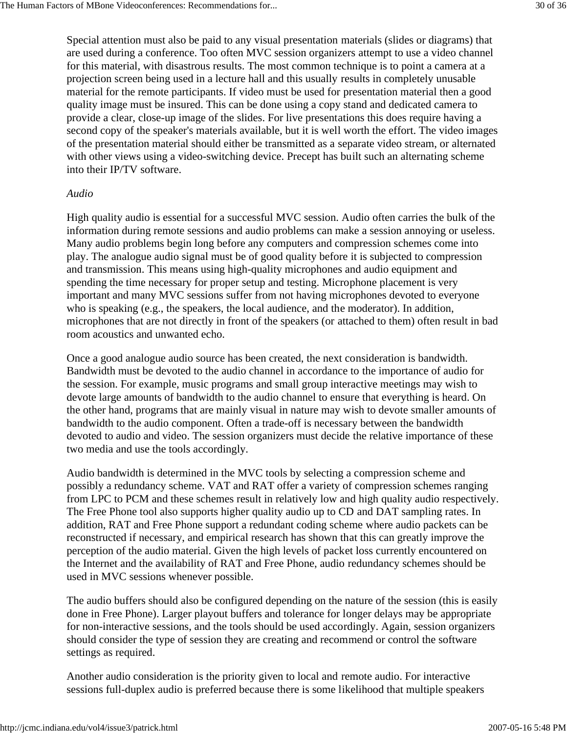Special attention must also be paid to any visual presentation materials (slides or diagrams) that are used during a conference. Too often MVC session organizers attempt to use a video channel for this material, with disastrous results. The most common technique is to point a camera at a projection screen being used in a lecture hall and this usually results in completely unusable material for the remote participants. If video must be used for presentation material then a good quality image must be insured. This can be done using a copy stand and dedicated camera to provide a clear, close-up image of the slides. For live presentations this does require having a second copy of the speaker's materials available, but it is well worth the effort. The video images of the presentation material should either be transmitted as a separate video stream, or alternated with other views using a video-switching device. Precept has built such an alternating scheme into their IP/TV software.

*Audio*

High quality audio is essential for a successful MVC session. Audio often carries the bulk of the information during remote sessions and audio problems can make a session annoying or useless. Many audio problems begin long before any computers and compression schemes come into play. The analogue audio signal must be of good quality before it is subjected to compression and transmission. This means using high-quality microphones and audio equipment and spending the time necessary for proper setup and testing. Microphone placement is very important and many MVC sessions suffer from not having microphones devoted to everyone who is speaking (e.g., the speakers, the local audience, and the moderator). In addition, microphones that are not directly in front of the speakers (or attached to them) often result in bad room acoustics and unwanted echo.

Once a good analogue audio source has been created, the next consideration is bandwidth. Bandwidth must be devoted to the audio channel in accordance to the importance of audio for the session. For example, music programs and small group interactive meetings may wish to devote large amounts of bandwidth to the audio channel to ensure that everything is heard. On the other hand, programs that are mainly visual in nature may wish to devote smaller amounts of bandwidth to the audio component. Often a trade-off is necessary between the bandwidth devoted to audio and video. The session organizers must decide the relative importance of these two media and use the tools accordingly.

Audio bandwidth is determined in the MVC tools by selecting a compression scheme and possibly a redundancy scheme. VAT and RAT offer a variety of compression schemes ranging from LPC to PCM and these schemes result in relatively low and high quality audio respectively. The Free Phone tool also supports higher quality audio up to CD and DAT sampling rates. In addition, RAT and Free Phone support a redundant coding scheme where audio packets can be reconstructed if necessary, and empirical research has shown that this can greatly improve the perception of the audio material. Given the high levels of packet loss currently encountered on the Internet and the availability of RAT and Free Phone, audio redundancy schemes should be used in MVC sessions whenever possible.

The audio buffers should also be configured depending on the nature of the session (this is easily done in Free Phone). Larger playout buffers and tolerance for longer delays may be appropriate for non-interactive sessions, and the tools should be used accordingly. Again, session organizers should consider the type of session they are creating and recommend or control the software settings as required.

Another audio consideration is the priority given to local and remote audio. For interactive sessions full-duplex audio is preferred because there is some likelihood that multiple speakers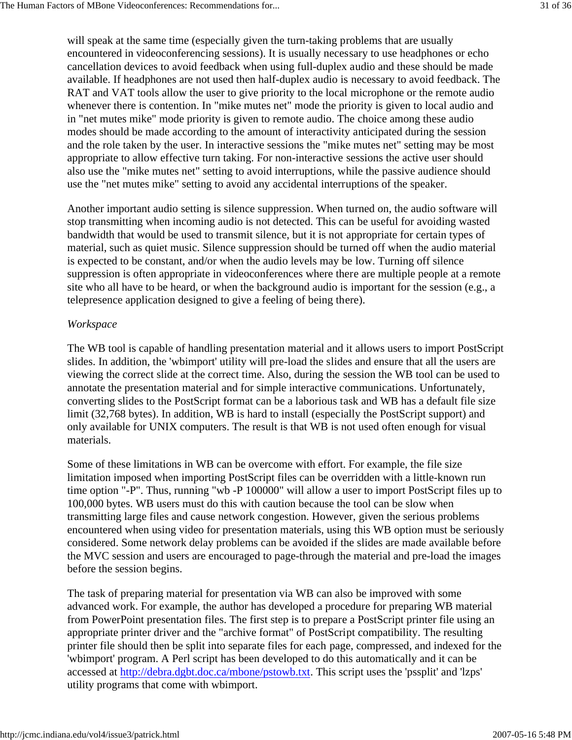will speak at the same time (especially given the turn-taking problems that are usually encountered in videoconferencing sessions). It is usually necessary to use headphones or echo cancellation devices to avoid feedback when using full-duplex audio and these should be made available. If headphones are not used then half-duplex audio is necessary to avoid feedback. The RAT and VAT tools allow the user to give priority to the local microphone or the remote audio whenever there is contention. In "mike mutes net" mode the priority is given to local audio and in "net mutes mike" mode priority is given to remote audio. The choice among these audio modes should be made according to the amount of interactivity anticipated during the session and the role taken by the user. In interactive sessions the "mike mutes net" setting may be most appropriate to allow effective turn taking. For non-interactive sessions the active user should also use the "mike mutes net" setting to avoid interruptions, while the passive audience should use the "net mutes mike" setting to avoid any accidental interruptions of the speaker.

Another important audio setting is silence suppression. When turned on, the audio software will stop transmitting when incoming audio is not detected. This can be useful for avoiding wasted bandwidth that would be used to transmit silence, but it is not appropriate for certain types of material, such as quiet music. Silence suppression should be turned off when the audio material is expected to be constant, and/or when the audio levels may be low. Turning off silence suppression is often appropriate in videoconferences where there are multiple people at a remote site who all have to be heard, or when the background audio is important for the session (e.g., a telepresence application designed to give a feeling of being there).

*Workspace*

The WB tool is capable of handling presentation material and it allows users to import PostScript slides. In addition, the 'wbimport' utility will pre-load the slides and ensure that all the users are viewing the correct slide at the correct time. Also, during the session the WB tool can be used to annotate the presentation material and for simple interactive communications. Unfortunately, converting slides to the PostScript format can be a laborious task and WB has a default file size limit (32,768 bytes). In addition, WB is hard to install (especially the PostScript support) and only available for UNIX computers. The result is that WB is not used often enough for visual materials.

Some of these limitations in WB can be overcome with effort. For example, the file size limitation imposed when importing PostScript files can be overridden with a little-known run time option "-P". Thus, running "wb -P 100000" will allow a user to import PostScript files up to 100,000 bytes. WB users must do this with caution because the tool can be slow when transmitting large files and cause network congestion. However, given the serious problems encountered when using video for presentation materials, using this WB option must be seriously considered. Some network delay problems can be avoided if the slides are made available before the MVC session and users are encouraged to page-through the material and pre-load the images before the session begins.

The task of preparing material for presentation via WB can also be improved with some advanced work. For example, the author has developed a procedure for preparing WB material from PowerPoint presentation files. The first step is to prepare a PostScript printer file using an appropriate printer driver and the "archive format" of PostScript compatibility. The resulting printer file should then be split into separate files for each page, compressed, and indexed for the 'wbimport' program. A Perl script has been developed to do this automatically and it can be accessed at [http://debra.dgbt.doc.ca/mbone/pstowb.txt](http://debra.dgbt.doc.ca/mbone/pstowb.txt). This script uses the 'pssplit' and 'lzps' utility programs that come with wbimport.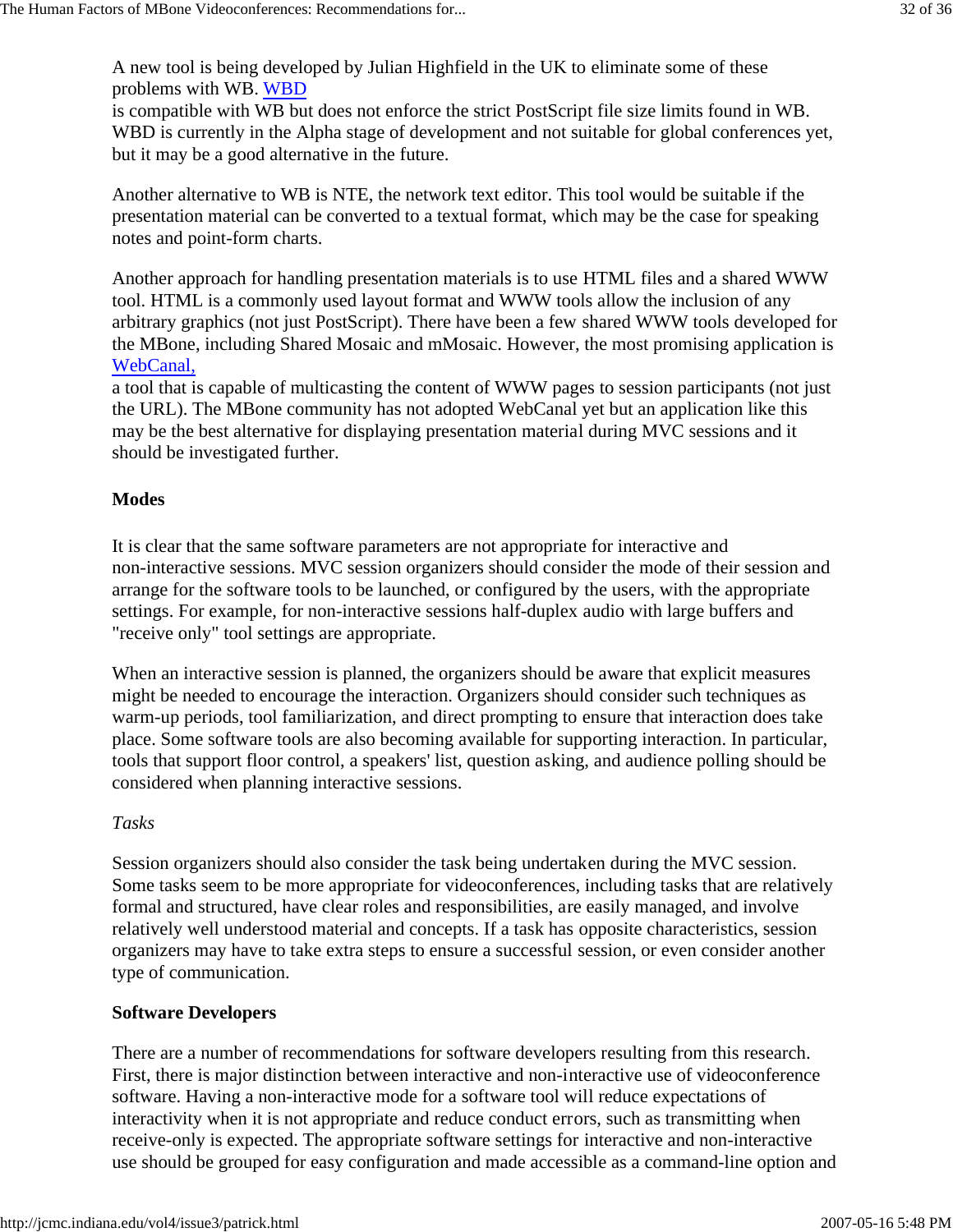A new tool is being developed by Julian Highfield in the UK to eliminate some of these problems with WB. WBD is compatible with WB but does not enforce the strict PostScript file size limits found in WB. WBD is currently in the Alpha stage of development and not suitable for global conferences yet, but it may be a good alternative in the future.

Another alternative to WB is NTE, the network text editor. This tool would be suitable if the presentation material can be converted to a textual format, which may be the case for speaking notes and point-form charts.

Another approach for handling presentation materials is to use HTML files and a shared WWW tool. HTML is a commonly used layout format and WWW tools allow the inclusion of any arbitrary graphics (not just PostScript). There have been a few shared WWW tools developed for the MBone, including Shared Mosaic and mMosaic. However, the most promising application is WebCanal, a tool that is capable of multicasting the content of WWW pages to session participants (not just the URL). The MBone community has not adopted WebCanal yet but an application like this may be the best alternative for displaying presentation material during MVC sessions and it should be investigated further.

**Modes**

It is clear that the same software parameters are not appropriate for interactive and non-interactive sessions. MVC session organizers should consider the mode of their session and arrange for the software tools to be launched, or configured by the users, with the appropriate settings. For example, for non-interactive sessions half-duplex audio with large buffers and "receive only" tool settings are appropriate.

When an interactive session is planned, the organizers should be aware that explicit measures might be needed to encourage the interaction. Organizers should consider such techniques as warm-up periods, tool familiarization, and direct prompting to ensure that interaction does take place. Some software tools are also becoming available for supporting interaction. In particular, tools that support floor control, a speakers' list, question asking, and audience polling should be considered when planning interactive sessions.

*Tasks*

Session organizers should also consider the task being undertaken during the MVC session. Some tasks seem to be more appropriate for videoconferences, including tasks that are relatively formal and structured, have clear roles and responsibilities, are easily managed, and involve relatively well understood material and concepts. If a task has opposite characteristics, session organizers may have to take extra steps to ensure a successful session, or even consider another type of communication.

**Software Developers**

There are a number of recommendations for software developers resulting from this research. First, there is major distinction between interactive and non-interactive use of videoconference software. Having a non-interactive mode for a software tool will reduce expectations of interactivity when it is not appropriate and reduce conduct errors, such as transmitting when receive-only is expected. The appropriate software settings for interactive and non-interactive use should be grouped for easy configuration and made accessible as a command-line option and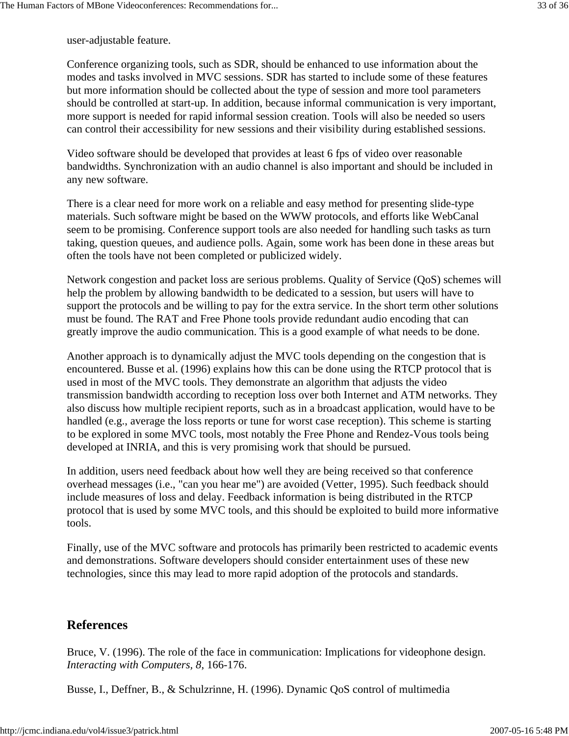user-adjustable feature.

Conference organizing tools, such as SDR, should be enhanced to use information about the modes and tasks involved in MVC sessions. SDR has started to include some of these features but more information should be collected about the type of session and more tool parameters should be controlled at start-up. In addition, because informal communication is very important, more support is needed for rapid informal session creation. Tools will also be needed so users can control their accessibility for new sessions and their visibility during established sessions.

Video software should be developed that provides at least 6 fps of video over reasonable bandwidths. Synchronization with an audio channel is also important and should be included in any new software.

There is a clear need for more work on a reliable and easy method for presenting slide-type materials. Such software might be based on the WWW protocols, and efforts like WebCanal seem to be promising. Conference support tools are also needed for handling such tasks as turn taking, question queues, and audience polls. Again, some work has been done in these areas but often the tools have not been completed or publicized widely.

Network congestion and packet loss are serious problems. Quality of Service (QoS) schemes will help the problem by allowing bandwidth to be dedicated to a session, but users will have to support the protocols and be willing to pay for the extra service. In the short term other solutions must be found. The RAT and Free Phone tools provide redundant audio encoding that can greatly improve the audio communication. This is a good example of what needs to be done.

Another approach is to dynamically adjust the MVC tools depending on the congestion that is encountered. Busse et al. (1996) explains how this can be done using the RTCP protocol that is used in most of the MVC tools. They demonstrate an algorithm that adjusts the video transmission bandwidth according to reception loss over both Internet and ATM networks. They also discuss how multiple recipient reports, such as in a broadcast application, would have to be handled (e.g., average the loss reports or tune for worst case reception). This scheme is starting to be explored in some MVC tools, most notably the Free Phone and Rendez-Vous tools being developed at INRIA, and this is very promising work that should be pursued.

In addition, users need feedback about how well they are being received so that conference overhead messages (i.e., "can you hear me") are avoided (Vetter, 1995). Such feedback should include measures of loss and delay. Feedback information is being distributed in the RTCP protocol that is used by some MVC tools, and this should be exploited to build more informative tools.

Finally, use of the MVC software and protocols has primarily been restricted to academic events and demonstrations. Software developers should consider entertainment uses of these new technologies, since this may lead to more rapid adoption of the protocols and standards.

## References

Bruce, V. (1996). The role of the face in communication: Implications for videophone design. *Interacting with Computers, 8*, 166-176.

Busse, I., Deffner, B., & Schulzrinne, H. (1996). Dynamic QoS control of multimedia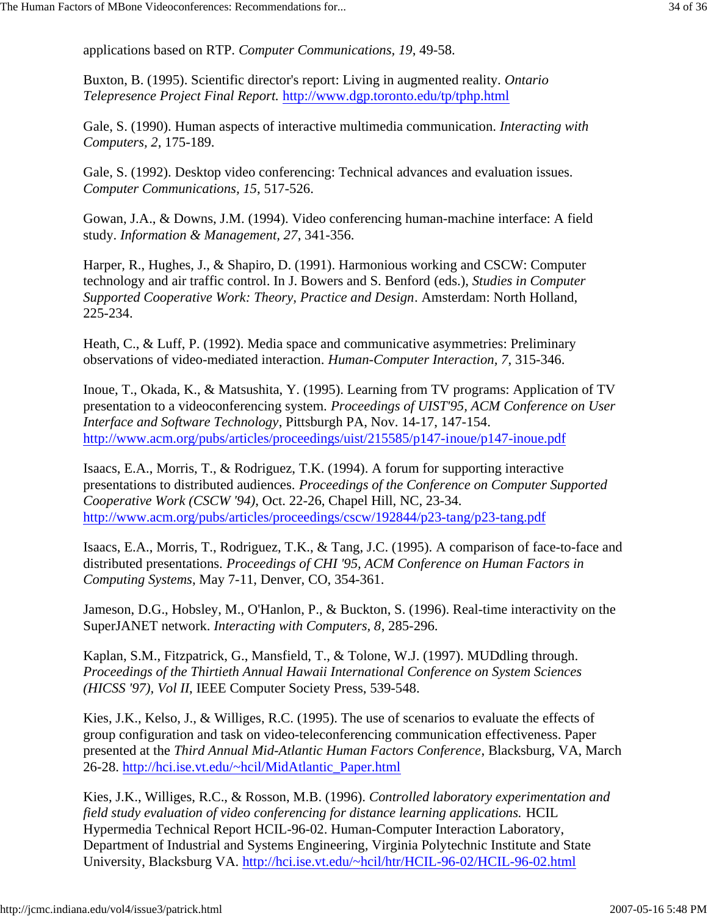applications based on RTP. *Computer Communications, 19*, 49-58.

Buxton, B. (1995). Scientific director's report: Living in augmented reality. *Ontario Telepresence Project Final Report.* http://www.dgp.toronto.edu/tp/tphp.html

Gale, S. (1990). Human aspects of interactive multimedia communication. *Interacting with Computers, 2*, 175-189.

Gale, S. (1992). Desktop video conferencing: Technical advances and evaluation issues. *Computer Communications, 15*, 517-526.

Gowan, J.A., & Downs, J.M. (1994). Video conferencing human-machine interface: A field study. *Information & Management, 27*, 341-356.

Harper, R., Hughes, J., & Shapiro, D. (1991). Harmonious working and CSCW: Computer technology and air traffic control. In J. Bowers and S. Benford (eds.), *Studies in Computer Supported Cooperative Work: Theory, Practice and Design*. Amsterdam: North Holland, 225-234.

Heath, C., & Luff, P. (1992). Media space and communicative asymmetries: Preliminary observations of video-mediated interaction. *Human-Computer Interaction, 7*, 315-346.

Inoue, T., Okada, K., & Matsushita, Y. (1995). Learning from TV programs: Application of TV presentation to a videoconferencing system. *Proceedings of UIST'95, ACM Conference on User Interface and Software Technology*, Pittsburgh PA, Nov. 14-17, 147-154. http://www.acm.org/pubs/articles/proceedings/uist/215585/p147-inoue/p147-inoue.pdf

Isaacs, E.A., Morris, T., & Rodriguez, T.K. (1994). A forum for supporting interactive presentations to distributed audiences. *Proceedings of the Conference on Computer Supported Cooperative Work (CSCW '94)*, Oct. 22-26, Chapel Hill, NC, 23-34. http://www.acm.org/pubs/articles/proceedings/cscw/192844/p23-tang/p23-tang.pdf

Isaacs, E.A., Morris, T., Rodriguez, T.K., & Tang, J.C. (1995). A comparison of face-to-face and distributed presentations. *Proceedings of CHI '95, ACM Conference on Human Factors in Computing Systems*, May 7-11, Denver, CO, 354-361.

Jameson, D.G., Hobsley, M., O'Hanlon, P., & Buckton, S. (1996). Real-time interactivity on the SuperJANET network. *Interacting with Computers, 8*, 285-296.

Kaplan, S.M., Fitzpatrick, G., Mansfield, T., & Tolone, W.J. (1997). MUDdling through. *Proceedings of the Thirtieth Annual Hawaii International Conference on System Sciences (HICSS '97), Vol II*, IEEE Computer Society Press, 539-548.

Kies, J.K., Kelso, J., & Williges, R.C. (1995). The use of scenarios to evaluate the effects of group configuration and task on video-teleconferencing communication effectiveness. Paper presented at the *Third Annual Mid-Atlantic Human Factors Conference*, Blacksburg, VA, March 26-28. http://hci.ise.vt.edu/~hcil/MidAtlantic_Paper.html

Kies, J.K., Williges, R.C., & Rosson, M.B. (1996). *Controlled laboratory experimentation and field study evaluation of video conferencing for distance learning applications.* HCIL Hypermedia Technical Report HCIL-96-02. Human-Computer Interaction Laboratory, Department of Industrial and Systems Engineering, Virginia Polytechnic Institute and State University, Blacksburg VA. http://hci.ise.vt.edu/~hcil/htr/HCIL-96-02/HCIL-96-02.html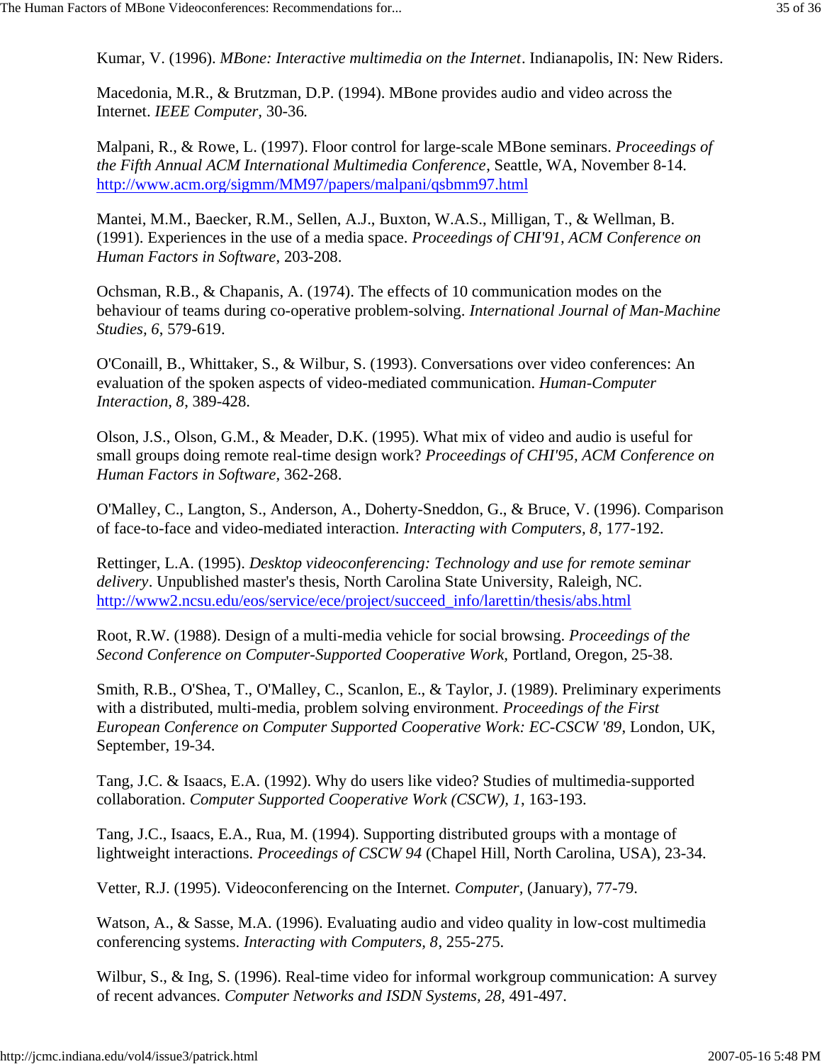Kumar, V. (1996). *MBone: Interactive multimedia on the Internet*. Indianapolis, IN: New Riders.

Macedonia, M.R., & Brutzman, D.P. (1994). MBone provides audio and video across the Internet. *IEEE Computer,* 30-36*.*

Malpani, R., & Rowe, L. (1997). Floor control for large-scale MBone seminars. *Proceedings of the Fifth Annual ACM International Multimedia Conference*, Seattle, WA, November 8-14. http://www.acm.org/sigmm/MM97/papers/malpani/qsbmm97.html

Mantei, M.M., Baecker, R.M., Sellen, A.J., Buxton, W.A.S., Milligan, T., & Wellman, B. (1991). Experiences in the use of a media space. *Proceedings of CHI'91, ACM Conference on Human Factors in Software,* 203-208.

Ochsman, R.B., & Chapanis, A. (1974). The effects of 10 communication modes on the behaviour of teams during co-operative problem-solving. *International Journal of Man-Machine Studies, 6*, 579-619.

O'Conaill, B., Whittaker, S., & Wilbur, S. (1993). Conversations over video conferences: An evaluation of the spoken aspects of video-mediated communication. *Human-Computer Interaction, 8*, 389-428.

Olson, J.S., Olson, G.M., & Meader, D.K. (1995). What mix of video and audio is useful for small groups doing remote real-time design work? *Proceedings of CHI'95, ACM Conference on Human Factors in Software,* 362-268.

O'Malley, C., Langton, S., Anderson, A., Doherty-Sneddon, G., & Bruce, V. (1996). Comparison of face-to-face and video-mediated interaction. *Interacting with Computers, 8*, 177-192.

Rettinger, L.A. (1995). *Desktop videoconferencing: Technology and use for remote seminar delivery*. Unpublished master's thesis, North Carolina State University, Raleigh, NC. http://www2.ncsu.edu/eos/service/ece/project/succeed_info/larettin/thesis/abs.html

Root, R.W. (1988). Design of a multi-media vehicle for social browsing. *Proceedings of the Second Conference on Computer-Supported Cooperative Work,* Portland, Oregon, 25-38.

Smith, R.B., O'Shea, T., O'Malley, C., Scanlon, E., & Taylor, J. (1989). Preliminary experiments with a distributed, multi-media, problem solving environment. *Proceedings of the First European Conference on Computer Supported Cooperative Work: EC-CSCW '89*, London, UK, September, 19-34.

Tang, J.C. & Isaacs, E.A. (1992). Why do users like video? Studies of multimedia-supported collaboration. *Computer Supported Cooperative Work (CSCW), 1*, 163-193.

Tang, J.C., Isaacs, E.A., Rua, M. (1994). Supporting distributed groups with a montage of lightweight interactions. *Proceedings of CSCW 94* (Chapel Hill, North Carolina, USA), 23-34.

Vetter, R.J. (1995). Videoconferencing on the Internet. *Computer*, (January), 77-79.

Watson, A., & Sasse, M.A. (1996). Evaluating audio and video quality in low-cost multimedia conferencing systems. *Interacting with Computers, 8*, 255-275.

Wilbur, S., & Ing, S. (1996). Real-time video for informal workgroup communication: A survey of recent advances. *Computer Networks and ISDN Systems, 28*, 491-497.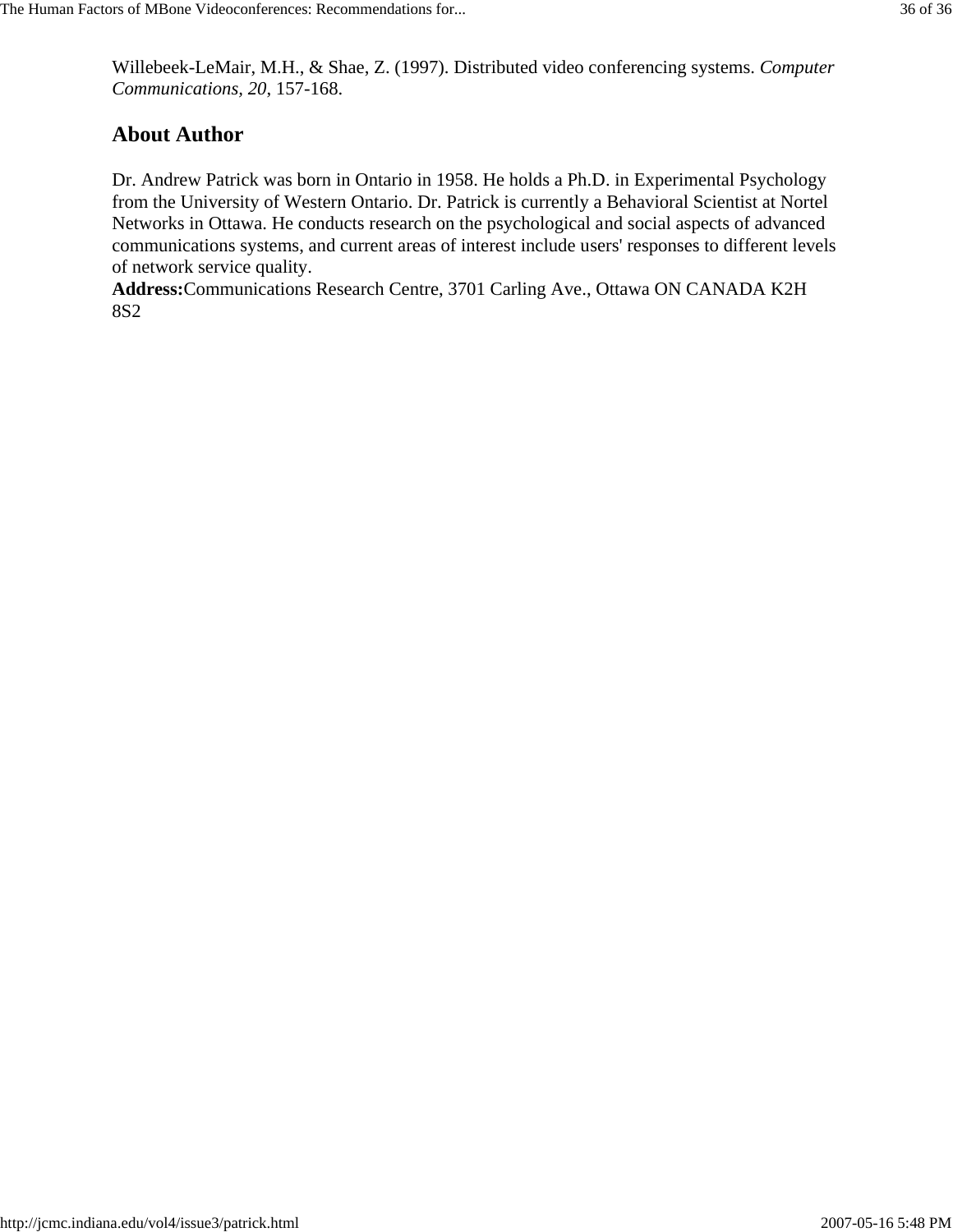Willebeek-LeMair, M.H., & Shae, Z. (1997). Distributed video conferencing systems. *Computer Communications*, *20*, 157-168.

## About Author

Dr. Andrew Patrick was born in Ontario in 1958. He holds a Ph.D. in Experimental Psychology from the University of Western Ontario. Dr. Patrick is currently a Behavioral Scientist at Nortel Networks in Ottawa. He conducts research on the psychological and social aspects of advanced communications systems, and current areas of interest include users' responses to different levels of network service quality.
**Address:**Communications Research Centre, 3701 Carling Ave., Ottawa ON CANADA K2H 8S2